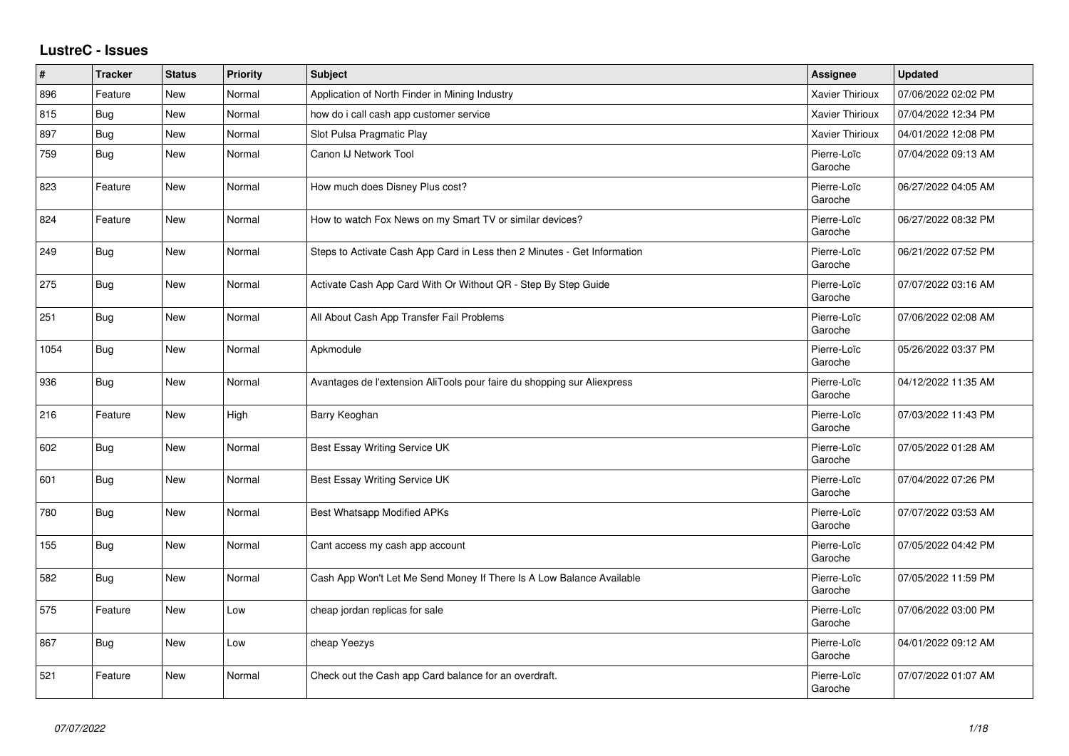## LustreC - Issues

| # | Tracker | Status | Priority | Subject | Assignee | Updated |
|---|---|---|---|---|---|---|
| 896 | Feature | New | Normal | Application of North Finder in Mining Industry | Xavier Thirioux | 07/06/2022 02:02 PM |
| 815 | Bug | New | Normal | how do i call cash app customer service | Xavier Thirioux | 07/04/2022 12:34 PM |
| 897 | Bug | New | Normal | Slot Pulsa Pragmatic Play | Xavier Thirioux | 04/01/2022 12:08 PM |
| 759 | Bug | New | Normal | Canon IJ Network Tool | Pierre-Loïc Garoche | 07/04/2022 09:13 AM |
| 823 | Feature | New | Normal | How much does Disney Plus cost? | Pierre-Loïc Garoche | 06/27/2022 04:05 AM |
| 824 | Feature | New | Normal | How to watch Fox News on my Smart TV or similar devices? | Pierre-Loïc Garoche | 06/27/2022 08:32 PM |
| 249 | Bug | New | Normal | Steps to Activate Cash App Card in Less then 2 Minutes - Get Information | Pierre-Loïc Garoche | 06/21/2022 07:52 PM |
| 275 | Bug | New | Normal | Activate Cash App Card With Or Without QR - Step By Step Guide | Pierre-Loïc Garoche | 07/07/2022 03:16 AM |
| 251 | Bug | New | Normal | All About Cash App Transfer Fail Problems | Pierre-Loïc Garoche | 07/06/2022 02:08 AM |
| 1054 | Bug | New | Normal | Apkmodule | Pierre-Loïc Garoche | 05/26/2022 03:37 PM |
| 936 | Bug | New | Normal | Avantages de l'extension AliTools pour faire du shopping sur Aliexpress | Pierre-Loïc Garoche | 04/12/2022 11:35 AM |
| 216 | Feature | New | High | Barry Keoghan | Pierre-Loïc Garoche | 07/03/2022 11:43 PM |
| 602 | Bug | New | Normal | Best Essay Writing Service UK | Pierre-Loïc Garoche | 07/05/2022 01:28 AM |
| 601 | Bug | New | Normal | Best Essay Writing Service UK | Pierre-Loïc Garoche | 07/04/2022 07:26 PM |
| 780 | Bug | New | Normal | Best Whatsapp Modified APKs | Pierre-Loïc Garoche | 07/07/2022 03:53 AM |
| 155 | Bug | New | Normal | Cant access my cash app account | Pierre-Loïc Garoche | 07/05/2022 04:42 PM |
| 582 | Bug | New | Normal | Cash App Won't Let Me Send Money If There Is A Low Balance Available | Pierre-Loïc Garoche | 07/05/2022 11:59 PM |
| 575 | Feature | New | Low | cheap jordan replicas for sale | Pierre-Loïc Garoche | 07/06/2022 03:00 PM |
| 867 | Bug | New | Low | cheap Yeezys | Pierre-Loïc Garoche | 04/01/2022 09:12 AM |
| 521 | Feature | New | Normal | Check out the Cash app Card balance for an overdraft. | Pierre-Loïc Garoche | 07/07/2022 01:07 AM |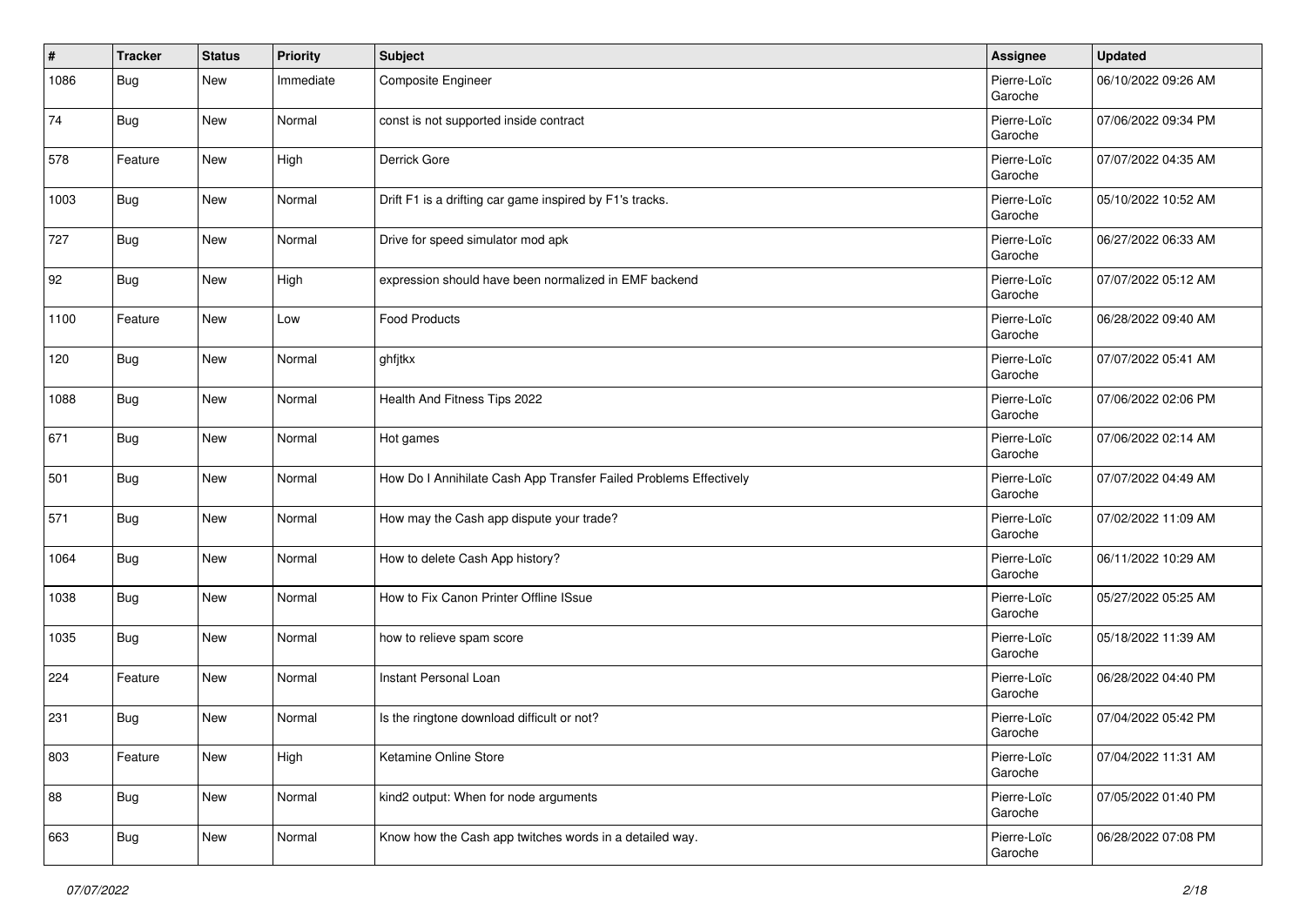| # | Tracker | Status | Priority | Subject | Assignee | Updated |
| --- | --- | --- | --- | --- | --- | --- |
| 1086 | Bug | New | Immediate | Composite Engineer | Pierre-Loïc Garoche | 06/10/2022 09:26 AM |
| 74 | Bug | New | Normal | const is not supported inside contract | Pierre-Loïc Garoche | 07/06/2022 09:34 PM |
| 578 | Feature | New | High | Derrick Gore | Pierre-Loïc Garoche | 07/07/2022 04:35 AM |
| 1003 | Bug | New | Normal | Drift F1 is a drifting car game inspired by F1's tracks. | Pierre-Loïc Garoche | 05/10/2022 10:52 AM |
| 727 | Bug | New | Normal | Drive for speed simulator mod apk | Pierre-Loïc Garoche | 06/27/2022 06:33 AM |
| 92 | Bug | New | High | expression should have been normalized in EMF backend | Pierre-Loïc Garoche | 07/07/2022 05:12 AM |
| 1100 | Feature | New | Low | Food Products | Pierre-Loïc Garoche | 06/28/2022 09:40 AM |
| 120 | Bug | New | Normal | ghfjtkx | Pierre-Loïc Garoche | 07/07/2022 05:41 AM |
| 1088 | Bug | New | Normal | Health And Fitness Tips 2022 | Pierre-Loïc Garoche | 07/06/2022 02:06 PM |
| 671 | Bug | New | Normal | Hot games | Pierre-Loïc Garoche | 07/06/2022 02:14 AM |
| 501 | Bug | New | Normal | How Do I Annihilate Cash App Transfer Failed Problems Effectively | Pierre-Loïc Garoche | 07/07/2022 04:49 AM |
| 571 | Bug | New | Normal | How may the Cash app dispute your trade? | Pierre-Loïc Garoche | 07/02/2022 11:09 AM |
| 1064 | Bug | New | Normal | How to delete Cash App history? | Pierre-Loïc Garoche | 06/11/2022 10:29 AM |
| 1038 | Bug | New | Normal | How to Fix Canon Printer Offline ISsue | Pierre-Loïc Garoche | 05/27/2022 05:25 AM |
| 1035 | Bug | New | Normal | how to relieve spam score | Pierre-Loïc Garoche | 05/18/2022 11:39 AM |
| 224 | Feature | New | Normal | Instant Personal Loan | Pierre-Loïc Garoche | 06/28/2022 04:40 PM |
| 231 | Bug | New | Normal | Is the ringtone download difficult or not? | Pierre-Loïc Garoche | 07/04/2022 05:42 PM |
| 803 | Feature | New | High | Ketamine Online Store | Pierre-Loïc Garoche | 07/04/2022 11:31 AM |
| 88 | Bug | New | Normal | kind2 output: When for node arguments | Pierre-Loïc Garoche | 07/05/2022 01:40 PM |
| 663 | Bug | New | Normal | Know how the Cash app twitches words in a detailed way. | Pierre-Loïc Garoche | 06/28/2022 07:08 PM |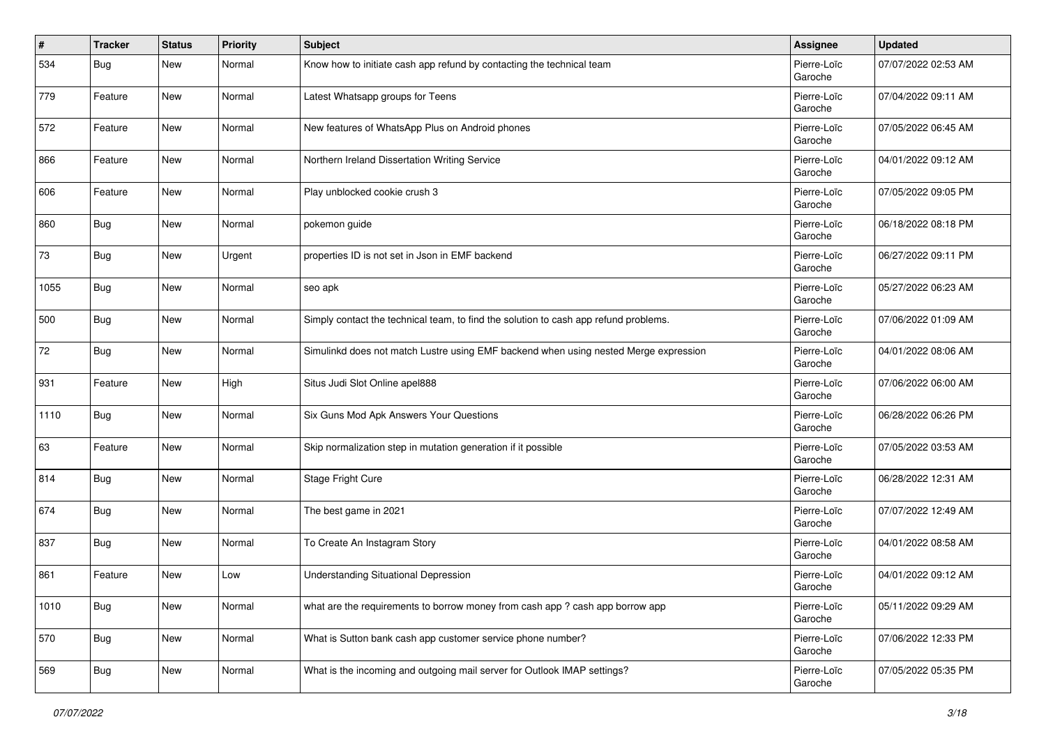| # | Tracker | Status | Priority | Subject | Assignee | Updated |
|---|---|---|---|---|---|---|
| 534 | Bug | New | Normal | Know how to initiate cash app refund by contacting the technical team | Pierre-Loïc Garoche | 07/07/2022 02:53 AM |
| 779 | Feature | New | Normal | Latest Whatsapp groups for Teens | Pierre-Loïc Garoche | 07/04/2022 09:11 AM |
| 572 | Feature | New | Normal | New features of WhatsApp Plus on Android phones | Pierre-Loïc Garoche | 07/05/2022 06:45 AM |
| 866 | Feature | New | Normal | Northern Ireland Dissertation Writing Service | Pierre-Loïc Garoche | 04/01/2022 09:12 AM |
| 606 | Feature | New | Normal | Play unblocked cookie crush 3 | Pierre-Loïc Garoche | 07/05/2022 09:05 PM |
| 860 | Bug | New | Normal | pokemon guide | Pierre-Loïc Garoche | 06/18/2022 08:18 PM |
| 73 | Bug | New | Urgent | properties ID is not set in Json in EMF backend | Pierre-Loïc Garoche | 06/27/2022 09:11 PM |
| 1055 | Bug | New | Normal | seo apk | Pierre-Loïc Garoche | 05/27/2022 06:23 AM |
| 500 | Bug | New | Normal | Simply contact the technical team, to find the solution to cash app refund problems. | Pierre-Loïc Garoche | 07/06/2022 01:09 AM |
| 72 | Bug | New | Normal | Simulinkd does not match Lustre using EMF backend when using nested Merge expression | Pierre-Loïc Garoche | 04/01/2022 08:06 AM |
| 931 | Feature | New | High | Situs Judi Slot Online apel888 | Pierre-Loïc Garoche | 07/06/2022 06:00 AM |
| 1110 | Bug | New | Normal | Six Guns Mod Apk Answers Your Questions | Pierre-Loïc Garoche | 06/28/2022 06:26 PM |
| 63 | Feature | New | Normal | Skip normalization step in mutation generation if it possible | Pierre-Loïc Garoche | 07/05/2022 03:53 AM |
| 814 | Bug | New | Normal | Stage Fright Cure | Pierre-Loïc Garoche | 06/28/2022 12:31 AM |
| 674 | Bug | New | Normal | The best game in 2021 | Pierre-Loïc Garoche | 07/07/2022 12:49 AM |
| 837 | Bug | New | Normal | To Create An Instagram Story | Pierre-Loïc Garoche | 04/01/2022 08:58 AM |
| 861 | Feature | New | Low | Understanding Situational Depression | Pierre-Loïc Garoche | 04/01/2022 09:12 AM |
| 1010 | Bug | New | Normal | what are the requirements to borrow money from cash app ? cash app borrow app | Pierre-Loïc Garoche | 05/11/2022 09:29 AM |
| 570 | Bug | New | Normal | What is Sutton bank cash app customer service phone number? | Pierre-Loïc Garoche | 07/06/2022 12:33 PM |
| 569 | Bug | New | Normal | What is the incoming and outgoing mail server for Outlook IMAP settings? | Pierre-Loïc Garoche | 07/05/2022 05:35 PM |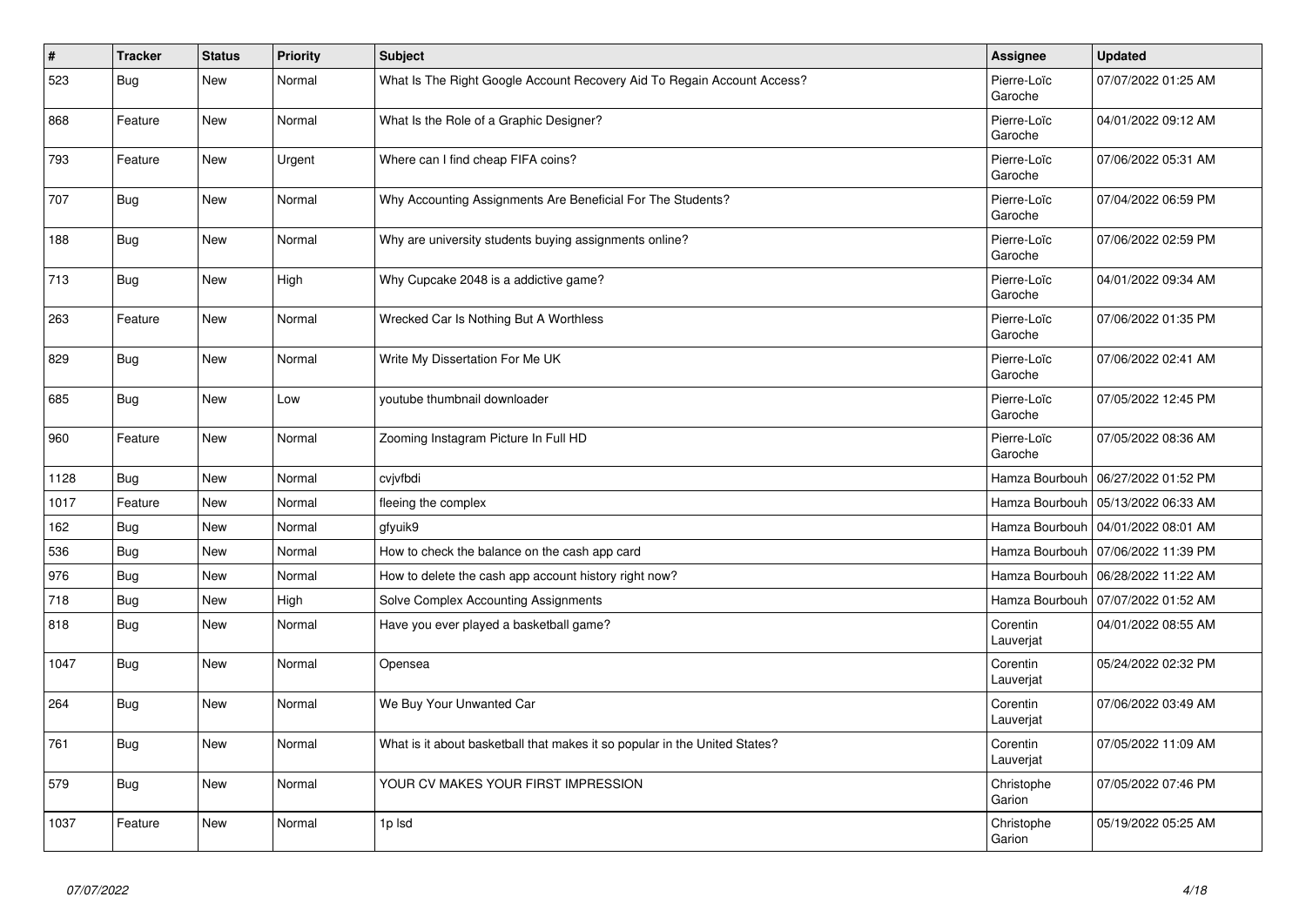| # | Tracker | Status | Priority | Subject | Assignee | Updated |
| --- | --- | --- | --- | --- | --- | --- |
| 523 | Bug | New | Normal | What Is The Right Google Account Recovery Aid To Regain Account Access? | Pierre-Loïc Garoche | 07/07/2022 01:25 AM |
| 868 | Feature | New | Normal | What Is the Role of a Graphic Designer? | Pierre-Loïc Garoche | 04/01/2022 09:12 AM |
| 793 | Feature | New | Urgent | Where can I find cheap FIFA coins? | Pierre-Loïc Garoche | 07/06/2022 05:31 AM |
| 707 | Bug | New | Normal | Why Accounting Assignments Are Beneficial For The Students? | Pierre-Loïc Garoche | 07/04/2022 06:59 PM |
| 188 | Bug | New | Normal | Why are university students buying assignments online? | Pierre-Loïc Garoche | 07/06/2022 02:59 PM |
| 713 | Bug | New | High | Why Cupcake 2048 is a addictive game? | Pierre-Loïc Garoche | 04/01/2022 09:34 AM |
| 263 | Feature | New | Normal | Wrecked Car Is Nothing But A Worthless | Pierre-Loïc Garoche | 07/06/2022 01:35 PM |
| 829 | Bug | New | Normal | Write My Dissertation For Me UK | Pierre-Loïc Garoche | 07/06/2022 02:41 AM |
| 685 | Bug | New | Low | youtube thumbnail downloader | Pierre-Loïc Garoche | 07/05/2022 12:45 PM |
| 960 | Feature | New | Normal | Zooming Instagram Picture In Full HD | Pierre-Loïc Garoche | 07/05/2022 08:36 AM |
| 1128 | Bug | New | Normal | cvjvfbdi | Hamza Bourbouh | 06/27/2022 01:52 PM |
| 1017 | Feature | New | Normal | fleeing the complex | Hamza Bourbouh | 05/13/2022 06:33 AM |
| 162 | Bug | New | Normal | gfyuik9 | Hamza Bourbouh | 04/01/2022 08:01 AM |
| 536 | Bug | New | Normal | How to check the balance on the cash app card | Hamza Bourbouh | 07/06/2022 11:39 PM |
| 976 | Bug | New | Normal | How to delete the cash app account history right now? | Hamza Bourbouh | 06/28/2022 11:22 AM |
| 718 | Bug | New | High | Solve Complex Accounting Assignments | Hamza Bourbouh | 07/07/2022 01:52 AM |
| 818 | Bug | New | Normal | Have you ever played a basketball game? | Corentin Lauverjat | 04/01/2022 08:55 AM |
| 1047 | Bug | New | Normal | Opensea | Corentin Lauverjat | 05/24/2022 02:32 PM |
| 264 | Bug | New | Normal | We Buy Your Unwanted Car | Corentin Lauverjat | 07/06/2022 03:49 AM |
| 761 | Bug | New | Normal | What is it about basketball that makes it so popular in the United States? | Corentin Lauverjat | 07/05/2022 11:09 AM |
| 579 | Bug | New | Normal | YOUR CV MAKES YOUR FIRST IMPRESSION | Christophe Garion | 07/05/2022 07:46 PM |
| 1037 | Feature | New | Normal | 1p lsd | Christophe Garion | 05/19/2022 05:25 AM |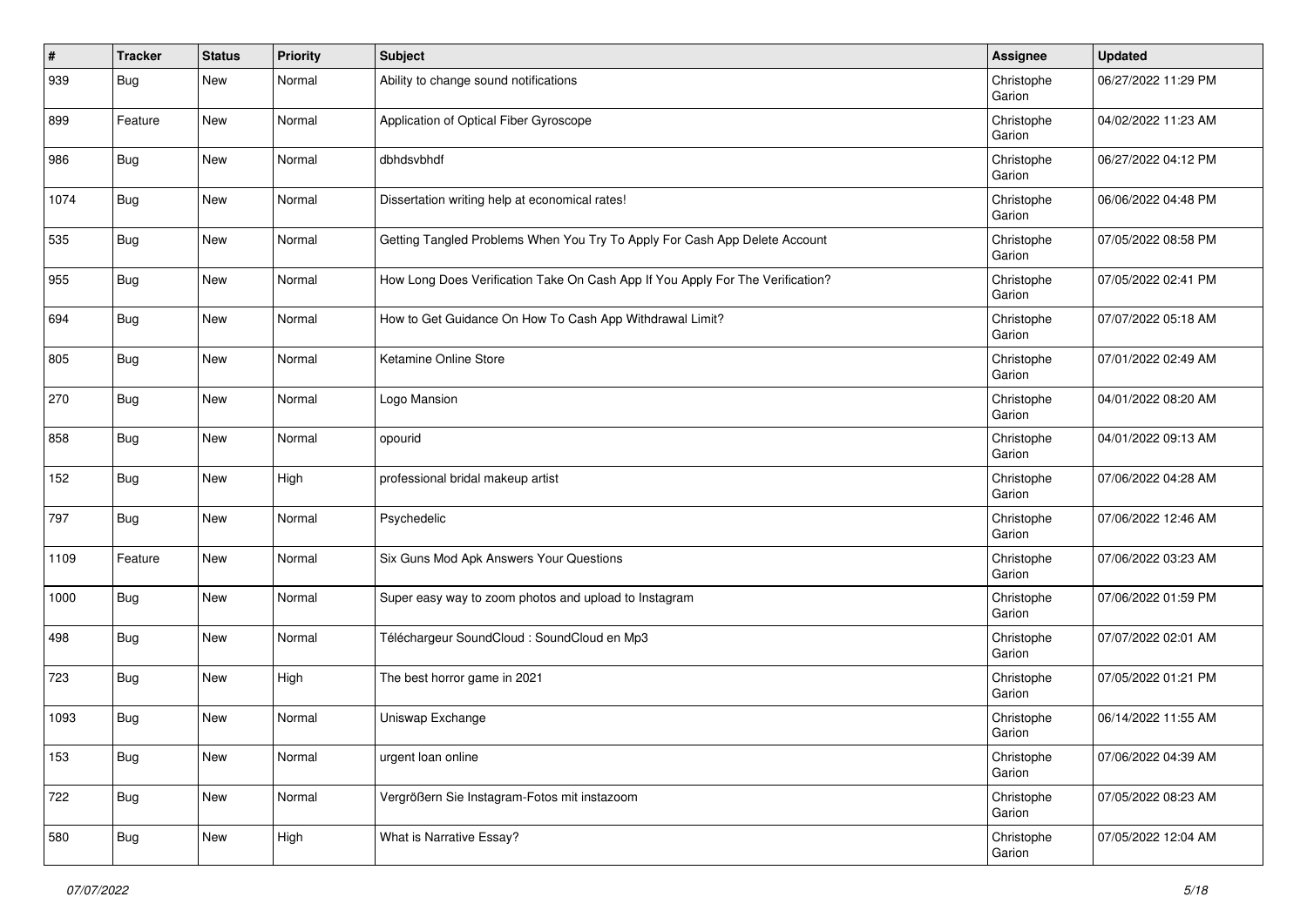| # | Tracker | Status | Priority | Subject | Assignee | Updated |
|---|---|---|---|---|---|---|
| 939 | Bug | New | Normal | Ability to change sound notifications | Christophe Garion | 06/27/2022 11:29 PM |
| 899 | Feature | New | Normal | Application of Optical Fiber Gyroscope | Christophe Garion | 04/02/2022 11:23 AM |
| 986 | Bug | New | Normal | dbhdsvbhdf | Christophe Garion | 06/27/2022 04:12 PM |
| 1074 | Bug | New | Normal | Dissertation writing help at economical rates! | Christophe Garion | 06/06/2022 04:48 PM |
| 535 | Bug | New | Normal | Getting Tangled Problems When You Try To Apply For Cash App Delete Account | Christophe Garion | 07/05/2022 08:58 PM |
| 955 | Bug | New | Normal | How Long Does Verification Take On Cash App If You Apply For The Verification? | Christophe Garion | 07/05/2022 02:41 PM |
| 694 | Bug | New | Normal | How to Get Guidance On How To Cash App Withdrawal Limit? | Christophe Garion | 07/07/2022 05:18 AM |
| 805 | Bug | New | Normal | Ketamine Online Store | Christophe Garion | 07/01/2022 02:49 AM |
| 270 | Bug | New | Normal | Logo Mansion | Christophe Garion | 04/01/2022 08:20 AM |
| 858 | Bug | New | Normal | opourid | Christophe Garion | 04/01/2022 09:13 AM |
| 152 | Bug | New | High | professional bridal makeup artist | Christophe Garion | 07/06/2022 04:28 AM |
| 797 | Bug | New | Normal | Psychedelic | Christophe Garion | 07/06/2022 12:46 AM |
| 1109 | Feature | New | Normal | Six Guns Mod Apk Answers Your Questions | Christophe Garion | 07/06/2022 03:23 AM |
| 1000 | Bug | New | Normal | Super easy way to zoom photos and upload to Instagram | Christophe Garion | 07/06/2022 01:59 PM |
| 498 | Bug | New | Normal | Téléchargeur SoundCloud : SoundCloud en Mp3 | Christophe Garion | 07/07/2022 02:01 AM |
| 723 | Bug | New | High | The best horror game in 2021 | Christophe Garion | 07/05/2022 01:21 PM |
| 1093 | Bug | New | Normal | Uniswap Exchange | Christophe Garion | 06/14/2022 11:55 AM |
| 153 | Bug | New | Normal | urgent loan online | Christophe Garion | 07/06/2022 04:39 AM |
| 722 | Bug | New | Normal | Vergrößern Sie Instagram-Fotos mit instazoom | Christophe Garion | 07/05/2022 08:23 AM |
| 580 | Bug | New | High | What is Narrative Essay? | Christophe Garion | 07/05/2022 12:04 AM |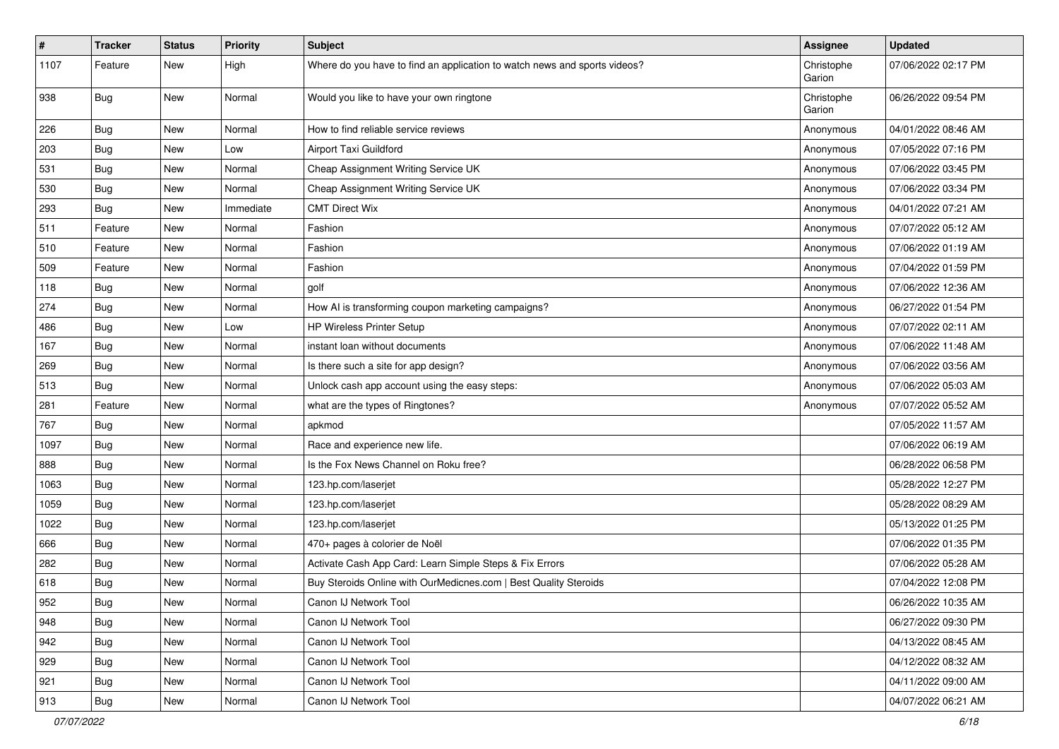| # | Tracker | Status | Priority | Subject | Assignee | Updated |
|---|---|---|---|---|---|---|
| 1107 | Feature | New | High | Where do you have to find an application to watch news and sports videos? | Christophe Garion | 07/06/2022 02:17 PM |
| 938 | Bug | New | Normal | Would you like to have your own ringtone | Christophe Garion | 06/26/2022 09:54 PM |
| 226 | Bug | New | Normal | How to find reliable service reviews | Anonymous | 04/01/2022 08:46 AM |
| 203 | Bug | New | Low | Airport Taxi Guildford | Anonymous | 07/05/2022 07:16 PM |
| 531 | Bug | New | Normal | Cheap Assignment Writing Service UK | Anonymous | 07/06/2022 03:45 PM |
| 530 | Bug | New | Normal | Cheap Assignment Writing Service UK | Anonymous | 07/06/2022 03:34 PM |
| 293 | Bug | New | Immediate | CMT Direct Wix | Anonymous | 04/01/2022 07:21 AM |
| 511 | Feature | New | Normal | Fashion | Anonymous | 07/07/2022 05:12 AM |
| 510 | Feature | New | Normal | Fashion | Anonymous | 07/06/2022 01:19 AM |
| 509 | Feature | New | Normal | Fashion | Anonymous | 07/04/2022 01:59 PM |
| 118 | Bug | New | Normal | golf | Anonymous | 07/06/2022 12:36 AM |
| 274 | Bug | New | Normal | How AI is transforming coupon marketing campaigns? | Anonymous | 06/27/2022 01:54 PM |
| 486 | Bug | New | Low | HP Wireless Printer Setup | Anonymous | 07/07/2022 02:11 AM |
| 167 | Bug | New | Normal | instant loan without documents | Anonymous | 07/06/2022 11:48 AM |
| 269 | Bug | New | Normal | Is there such a site for app design? | Anonymous | 07/06/2022 03:56 AM |
| 513 | Bug | New | Normal | Unlock cash app account using the easy steps: | Anonymous | 07/06/2022 05:03 AM |
| 281 | Feature | New | Normal | what are the types of Ringtones? | Anonymous | 07/07/2022 05:52 AM |
| 767 | Bug | New | Normal | apkmod | | 07/05/2022 11:57 AM |
| 1097 | Bug | New | Normal | Race and experience new life. | | 07/06/2022 06:19 AM |
| 888 | Bug | New | Normal | Is the Fox News Channel on Roku free? | | 06/28/2022 06:58 PM |
| 1063 | Bug | New | Normal | 123.hp.com/laserjet | | 05/28/2022 12:27 PM |
| 1059 | Bug | New | Normal | 123.hp.com/laserjet | | 05/28/2022 08:29 AM |
| 1022 | Bug | New | Normal | 123.hp.com/laserjet | | 05/13/2022 01:25 PM |
| 666 | Bug | New | Normal | 470+ pages à colorier de Noël | | 07/06/2022 01:35 PM |
| 282 | Bug | New | Normal | Activate Cash App Card: Learn Simple Steps & Fix Errors | | 07/06/2022 05:28 AM |
| 618 | Bug | New | Normal | Buy Steroids Online with OurMedicnes.com \| Best Quality Steroids | | 07/04/2022 12:08 PM |
| 952 | Bug | New | Normal | Canon IJ Network Tool | | 06/26/2022 10:35 AM |
| 948 | Bug | New | Normal | Canon IJ Network Tool | | 06/27/2022 09:30 PM |
| 942 | Bug | New | Normal | Canon IJ Network Tool | | 04/13/2022 08:45 AM |
| 929 | Bug | New | Normal | Canon IJ Network Tool | | 04/12/2022 08:32 AM |
| 921 | Bug | New | Normal | Canon IJ Network Tool | | 04/11/2022 09:00 AM |
| 913 | Bug | New | Normal | Canon IJ Network Tool | | 04/07/2022 06:21 AM |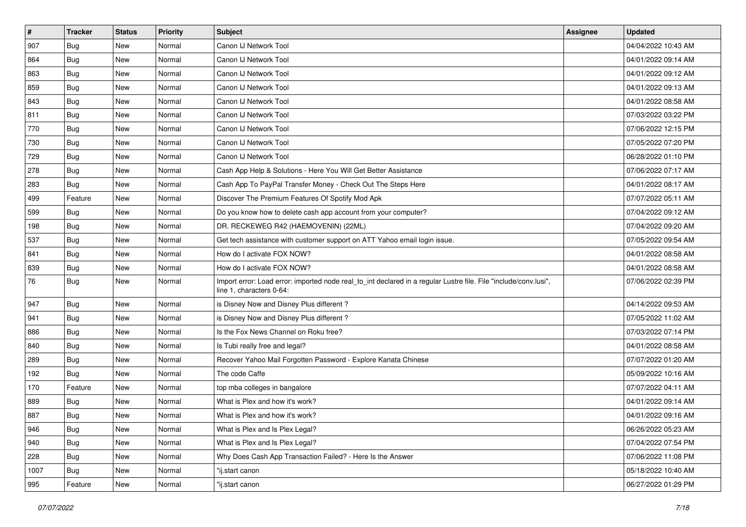| # | Tracker | Status | Priority | Subject | Assignee | Updated |
|---|---|---|---|---|---|---|
| 907 | Bug | New | Normal | Canon IJ Network Tool | | 04/04/2022 10:43 AM |
| 864 | Bug | New | Normal | Canon IJ Network Tool | | 04/01/2022 09:14 AM |
| 863 | Bug | New | Normal | Canon IJ Network Tool | | 04/01/2022 09:12 AM |
| 859 | Bug | New | Normal | Canon IJ Network Tool | | 04/01/2022 09:13 AM |
| 843 | Bug | New | Normal | Canon IJ Network Tool | | 04/01/2022 08:58 AM |
| 811 | Bug | New | Normal | Canon IJ Network Tool | | 07/03/2022 03:22 PM |
| 770 | Bug | New | Normal | Canon IJ Network Tool | | 07/06/2022 12:15 PM |
| 730 | Bug | New | Normal | Canon IJ Network Tool | | 07/05/2022 07:20 PM |
| 729 | Bug | New | Normal | Canon IJ Network Tool | | 06/28/2022 01:10 PM |
| 278 | Bug | New | Normal | Cash App Help & Solutions - Here You Will Get Better Assistance | | 07/06/2022 07:17 AM |
| 283 | Bug | New | Normal | Cash App To PayPal Transfer Money - Check Out The Steps Here | | 04/01/2022 08:17 AM |
| 499 | Feature | New | Normal | Discover The Premium Features Of Spotify Mod Apk | | 07/07/2022 05:11 AM |
| 599 | Bug | New | Normal | Do you know how to delete cash app account from your computer? | | 07/04/2022 09:12 AM |
| 198 | Bug | New | Normal | DR. RECKEWEG R42 (HAEMOVENIN) (22ML) | | 07/04/2022 09:20 AM |
| 537 | Bug | New | Normal | Get tech assistance with customer support on ATT Yahoo email login issue. | | 07/05/2022 09:54 AM |
| 841 | Bug | New | Normal | How do I activate FOX NOW? | | 04/01/2022 08:58 AM |
| 839 | Bug | New | Normal | How do I activate FOX NOW? | | 04/01/2022 08:58 AM |
| 76 | Bug | New | Normal | Import error: Load error: imported node real_to_int declared in a regular Lustre file. File "include/conv.lusi", line 1, characters 0-64: | | 07/06/2022 02:39 PM |
| 947 | Bug | New | Normal | is Disney Now and Disney Plus different ? | | 04/14/2022 09:53 AM |
| 941 | Bug | New | Normal | is Disney Now and Disney Plus different ? | | 07/05/2022 11:02 AM |
| 886 | Bug | New | Normal | Is the Fox News Channel on Roku free? | | 07/03/2022 07:14 PM |
| 840 | Bug | New | Normal | Is Tubi really free and legal? | | 04/01/2022 08:58 AM |
| 289 | Bug | New | Normal | Recover Yahoo Mail Forgotten Password - Explore Kanata Chinese | | 07/07/2022 01:20 AM |
| 192 | Bug | New | Normal | The code Caffe | | 05/09/2022 10:16 AM |
| 170 | Feature | New | Normal | top mba colleges in bangalore | | 07/07/2022 04:11 AM |
| 889 | Bug | New | Normal | What is Plex and how it's work? | | 04/01/2022 09:14 AM |
| 887 | Bug | New | Normal | What is Plex and how it's work? | | 04/01/2022 09:16 AM |
| 946 | Bug | New | Normal | What is Plex and Is Plex Legal? | | 06/26/2022 05:23 AM |
| 940 | Bug | New | Normal | What is Plex and Is Plex Legal? | | 07/04/2022 07:54 PM |
| 228 | Bug | New | Normal | Why Does Cash App Transaction Failed? - Here Is the Answer | | 07/06/2022 11:08 PM |
| 1007 | Bug | New | Normal | "ij.start canon | | 05/18/2022 10:40 AM |
| 995 | Feature | New | Normal | "ij.start canon | | 06/27/2022 01:29 PM |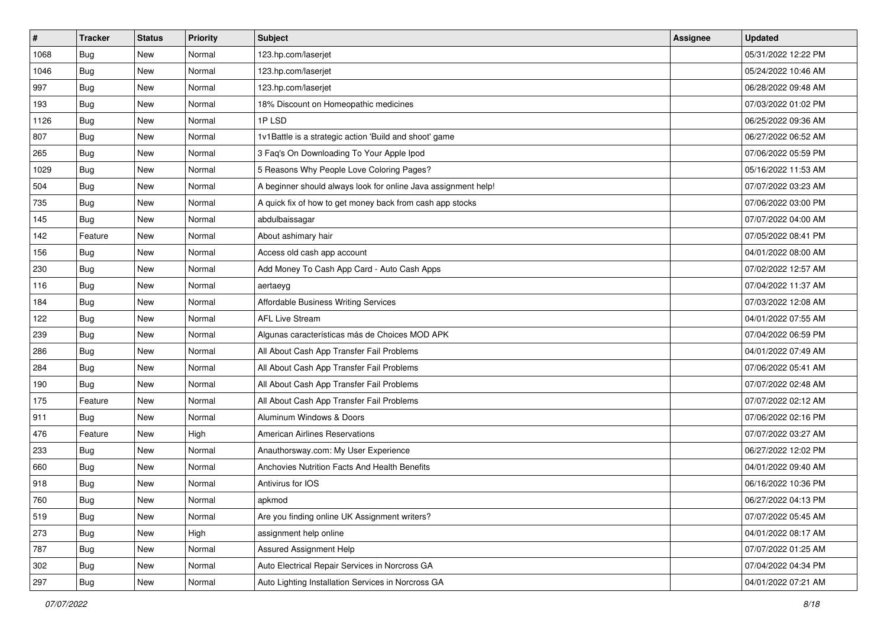| # | Tracker | Status | Priority | Subject | Assignee | Updated |
|---|---|---|---|---|---|---|
| 1068 | Bug | New | Normal | 123.hp.com/laserjet | | 05/31/2022 12:22 PM |
| 1046 | Bug | New | Normal | 123.hp.com/laserjet | | 05/24/2022 10:46 AM |
| 997 | Bug | New | Normal | 123.hp.com/laserjet | | 06/28/2022 09:48 AM |
| 193 | Bug | New | Normal | 18% Discount on Homeopathic medicines | | 07/03/2022 01:02 PM |
| 1126 | Bug | New | Normal | 1P LSD | | 06/25/2022 09:36 AM |
| 807 | Bug | New | Normal | 1v1Battle is a strategic action 'Build and shoot' game | | 06/27/2022 06:52 AM |
| 265 | Bug | New | Normal | 3 Faq's On Downloading To Your Apple Ipod | | 07/06/2022 05:59 PM |
| 1029 | Bug | New | Normal | 5 Reasons Why People Love Coloring Pages? | | 05/16/2022 11:53 AM |
| 504 | Bug | New | Normal | A beginner should always look for online Java assignment help! | | 07/07/2022 03:23 AM |
| 735 | Bug | New | Normal | A quick fix of how to get money back from cash app stocks | | 07/06/2022 03:00 PM |
| 145 | Bug | New | Normal | abdulbaissagar | | 07/07/2022 04:00 AM |
| 142 | Feature | New | Normal | About ashimary hair | | 07/05/2022 08:41 PM |
| 156 | Bug | New | Normal | Access old cash app account | | 04/01/2022 08:00 AM |
| 230 | Bug | New | Normal | Add Money To Cash App Card - Auto Cash Apps | | 07/02/2022 12:57 AM |
| 116 | Bug | New | Normal | aertaeyg | | 07/04/2022 11:37 AM |
| 184 | Bug | New | Normal | Affordable Business Writing Services | | 07/03/2022 12:08 AM |
| 122 | Bug | New | Normal | AFL Live Stream | | 04/01/2022 07:55 AM |
| 239 | Bug | New | Normal | Algunas características más de Choices MOD APK | | 07/04/2022 06:59 PM |
| 286 | Bug | New | Normal | All About Cash App Transfer Fail Problems | | 04/01/2022 07:49 AM |
| 284 | Bug | New | Normal | All About Cash App Transfer Fail Problems | | 07/06/2022 05:41 AM |
| 190 | Bug | New | Normal | All About Cash App Transfer Fail Problems | | 07/07/2022 02:48 AM |
| 175 | Feature | New | Normal | All About Cash App Transfer Fail Problems | | 07/07/2022 02:12 AM |
| 911 | Bug | New | Normal | Aluminum Windows & Doors | | 07/06/2022 02:16 PM |
| 476 | Feature | New | High | American Airlines Reservations | | 07/07/2022 03:27 AM |
| 233 | Bug | New | Normal | Anauthorsway.com: My User Experience | | 06/27/2022 12:02 PM |
| 660 | Bug | New | Normal | Anchovies Nutrition Facts And Health Benefits | | 04/01/2022 09:40 AM |
| 918 | Bug | New | Normal | Antivirus for IOS | | 06/16/2022 10:36 PM |
| 760 | Bug | New | Normal | apkmod | | 06/27/2022 04:13 PM |
| 519 | Bug | New | Normal | Are you finding online UK Assignment writers? | | 07/07/2022 05:45 AM |
| 273 | Bug | New | High | assignment help online | | 04/01/2022 08:17 AM |
| 787 | Bug | New | Normal | Assured Assignment Help | | 07/07/2022 01:25 AM |
| 302 | Bug | New | Normal | Auto Electrical Repair Services in Norcross GA | | 07/04/2022 04:34 PM |
| 297 | Bug | New | Normal | Auto Lighting Installation Services in Norcross GA | | 04/01/2022 07:21 AM |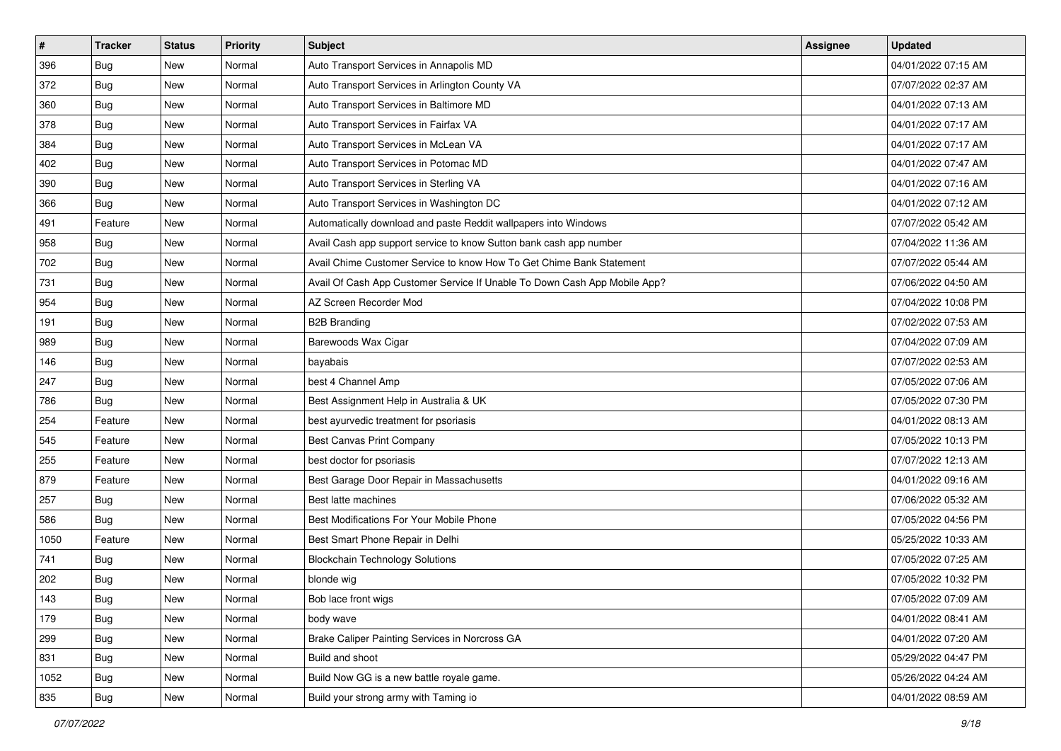| # | Tracker | Status | Priority | Subject | Assignee | Updated |
| --- | --- | --- | --- | --- | --- | --- |
| 396 | Bug | New | Normal | Auto Transport Services in Annapolis MD | | 04/01/2022 07:15 AM |
| 372 | Bug | New | Normal | Auto Transport Services in Arlington County VA | | 07/07/2022 02:37 AM |
| 360 | Bug | New | Normal | Auto Transport Services in Baltimore MD | | 04/01/2022 07:13 AM |
| 378 | Bug | New | Normal | Auto Transport Services in Fairfax VA | | 04/01/2022 07:17 AM |
| 384 | Bug | New | Normal | Auto Transport Services in McLean VA | | 04/01/2022 07:17 AM |
| 402 | Bug | New | Normal | Auto Transport Services in Potomac MD | | 04/01/2022 07:47 AM |
| 390 | Bug | New | Normal | Auto Transport Services in Sterling VA | | 04/01/2022 07:16 AM |
| 366 | Bug | New | Normal | Auto Transport Services in Washington DC | | 04/01/2022 07:12 AM |
| 491 | Feature | New | Normal | Automatically download and paste Reddit wallpapers into Windows | | 07/07/2022 05:42 AM |
| 958 | Bug | New | Normal | Avail Cash app support service to know Sutton bank cash app number | | 07/04/2022 11:36 AM |
| 702 | Bug | New | Normal | Avail Chime Customer Service to know How To Get Chime Bank Statement | | 07/07/2022 05:44 AM |
| 731 | Bug | New | Normal | Avail Of Cash App Customer Service If Unable To Down Cash App Mobile App? | | 07/06/2022 04:50 AM |
| 954 | Bug | New | Normal | AZ Screen Recorder Mod | | 07/04/2022 10:08 PM |
| 191 | Bug | New | Normal | B2B Branding | | 07/02/2022 07:53 AM |
| 989 | Bug | New | Normal | Barewoods Wax Cigar | | 07/04/2022 07:09 AM |
| 146 | Bug | New | Normal | bayabais | | 07/07/2022 02:53 AM |
| 247 | Bug | New | Normal | best 4 Channel Amp | | 07/05/2022 07:06 AM |
| 786 | Bug | New | Normal | Best Assignment Help in Australia & UK | | 07/05/2022 07:30 PM |
| 254 | Feature | New | Normal | best ayurvedic treatment for psoriasis | | 04/01/2022 08:13 AM |
| 545 | Feature | New | Normal | Best Canvas Print Company | | 07/05/2022 10:13 PM |
| 255 | Feature | New | Normal | best doctor for psoriasis | | 07/07/2022 12:13 AM |
| 879 | Feature | New | Normal | Best Garage Door Repair in Massachusetts | | 04/01/2022 09:16 AM |
| 257 | Bug | New | Normal | Best latte machines | | 07/06/2022 05:32 AM |
| 586 | Bug | New | Normal | Best Modifications For Your Mobile Phone | | 07/05/2022 04:56 PM |
| 1050 | Feature | New | Normal | Best Smart Phone Repair in Delhi | | 05/25/2022 10:33 AM |
| 741 | Bug | New | Normal | Blockchain Technology Solutions | | 07/05/2022 07:25 AM |
| 202 | Bug | New | Normal | blonde wig | | 07/05/2022 10:32 PM |
| 143 | Bug | New | Normal | Bob lace front wigs | | 07/05/2022 07:09 AM |
| 179 | Bug | New | Normal | body wave | | 04/01/2022 08:41 AM |
| 299 | Bug | New | Normal | Brake Caliper Painting Services in Norcross GA | | 04/01/2022 07:20 AM |
| 831 | Bug | New | Normal | Build and shoot | | 05/29/2022 04:47 PM |
| 1052 | Bug | New | Normal | Build Now GG is a new battle royale game. | | 05/26/2022 04:24 AM |
| 835 | Bug | New | Normal | Build your strong army with Taming io | | 04/01/2022 08:59 AM |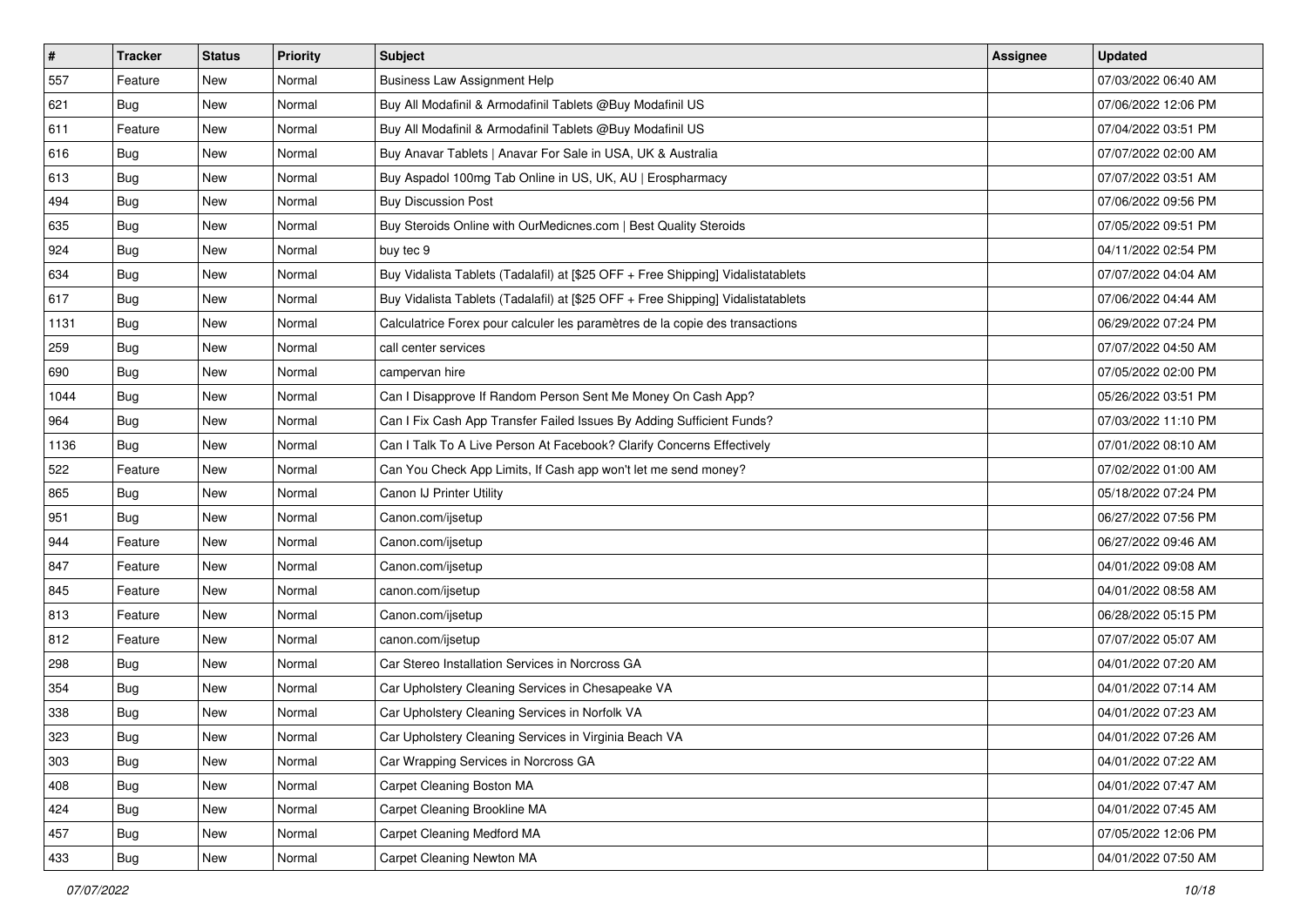| # | Tracker | Status | Priority | Subject | Assignee | Updated |
|---|---|---|---|---|---|---|
| 557 | Feature | New | Normal | Business Law Assignment Help | | 07/03/2022 06:40 AM |
| 621 | Bug | New | Normal | Buy All Modafinil & Armodafinil Tablets @Buy Modafinil US | | 07/06/2022 12:06 PM |
| 611 | Feature | New | Normal | Buy All Modafinil & Armodafinil Tablets @Buy Modafinil US | | 07/04/2022 03:51 PM |
| 616 | Bug | New | Normal | Buy Anavar Tablets \| Anavar For Sale in USA, UK & Australia | | 07/07/2022 02:00 AM |
| 613 | Bug | New | Normal | Buy Aspadol 100mg Tab Online in US, UK, AU \| Erospharmacy | | 07/07/2022 03:51 AM |
| 494 | Bug | New | Normal | Buy Discussion Post | | 07/06/2022 09:56 PM |
| 635 | Bug | New | Normal | Buy Steroids Online with OurMedicnes.com \| Best Quality Steroids | | 07/05/2022 09:51 PM |
| 924 | Bug | New | Normal | buy tec 9 | | 04/11/2022 02:54 PM |
| 634 | Bug | New | Normal | Buy Vidalista Tablets (Tadalafil) at [$25 OFF + Free Shipping] Vidalistatablets | | 07/07/2022 04:04 AM |
| 617 | Bug | New | Normal | Buy Vidalista Tablets (Tadalafil) at [$25 OFF + Free Shipping] Vidalistatablets | | 07/06/2022 04:44 AM |
| 1131 | Bug | New | Normal | Calculatrice Forex pour calculer les paramètres de la copie des transactions | | 06/29/2022 07:24 PM |
| 259 | Bug | New | Normal | call center services | | 07/07/2022 04:50 AM |
| 690 | Bug | New | Normal | campervan hire | | 07/05/2022 02:00 PM |
| 1044 | Bug | New | Normal | Can I Disapprove If Random Person Sent Me Money On Cash App? | | 05/26/2022 03:51 PM |
| 964 | Bug | New | Normal | Can I Fix Cash App Transfer Failed Issues By Adding Sufficient Funds? | | 07/03/2022 11:10 PM |
| 1136 | Bug | New | Normal | Can I Talk To A Live Person At Facebook? Clarify Concerns Effectively | | 07/01/2022 08:10 AM |
| 522 | Feature | New | Normal | Can You Check App Limits, If Cash app won't let me send money? | | 07/02/2022 01:00 AM |
| 865 | Bug | New | Normal | Canon IJ Printer Utility | | 05/18/2022 07:24 PM |
| 951 | Bug | New | Normal | Canon.com/ijsetup | | 06/27/2022 07:56 PM |
| 944 | Feature | New | Normal | Canon.com/ijsetup | | 06/27/2022 09:46 AM |
| 847 | Feature | New | Normal | Canon.com/ijsetup | | 04/01/2022 09:08 AM |
| 845 | Feature | New | Normal | canon.com/ijsetup | | 04/01/2022 08:58 AM |
| 813 | Feature | New | Normal | Canon.com/ijsetup | | 06/28/2022 05:15 PM |
| 812 | Feature | New | Normal | canon.com/ijsetup | | 07/07/2022 05:07 AM |
| 298 | Bug | New | Normal | Car Stereo Installation Services in Norcross GA | | 04/01/2022 07:20 AM |
| 354 | Bug | New | Normal | Car Upholstery Cleaning Services in Chesapeake VA | | 04/01/2022 07:14 AM |
| 338 | Bug | New | Normal | Car Upholstery Cleaning Services in Norfolk VA | | 04/01/2022 07:23 AM |
| 323 | Bug | New | Normal | Car Upholstery Cleaning Services in Virginia Beach VA | | 04/01/2022 07:26 AM |
| 303 | Bug | New | Normal | Car Wrapping Services in Norcross GA | | 04/01/2022 07:22 AM |
| 408 | Bug | New | Normal | Carpet Cleaning Boston MA | | 04/01/2022 07:47 AM |
| 424 | Bug | New | Normal | Carpet Cleaning Brookline MA | | 04/01/2022 07:45 AM |
| 457 | Bug | New | Normal | Carpet Cleaning Medford MA | | 07/05/2022 12:06 PM |
| 433 | Bug | New | Normal | Carpet Cleaning Newton MA | | 04/01/2022 07:50 AM |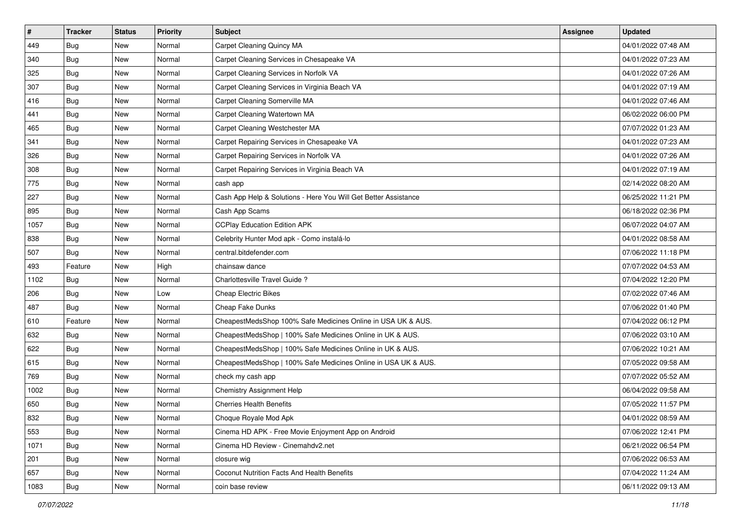| # | Tracker | Status | Priority | Subject | Assignee | Updated |
| --- | --- | --- | --- | --- | --- | --- |
| 449 | Bug | New | Normal | Carpet Cleaning Quincy MA | | 04/01/2022 07:48 AM |
| 340 | Bug | New | Normal | Carpet Cleaning Services in Chesapeake VA | | 04/01/2022 07:23 AM |
| 325 | Bug | New | Normal | Carpet Cleaning Services in Norfolk VA | | 04/01/2022 07:26 AM |
| 307 | Bug | New | Normal | Carpet Cleaning Services in Virginia Beach VA | | 04/01/2022 07:19 AM |
| 416 | Bug | New | Normal | Carpet Cleaning Somerville MA | | 04/01/2022 07:46 AM |
| 441 | Bug | New | Normal | Carpet Cleaning Watertown MA | | 06/02/2022 06:00 PM |
| 465 | Bug | New | Normal | Carpet Cleaning Westchester MA | | 07/07/2022 01:23 AM |
| 341 | Bug | New | Normal | Carpet Repairing Services in Chesapeake VA | | 04/01/2022 07:23 AM |
| 326 | Bug | New | Normal | Carpet Repairing Services in Norfolk VA | | 04/01/2022 07:26 AM |
| 308 | Bug | New | Normal | Carpet Repairing Services in Virginia Beach VA | | 04/01/2022 07:19 AM |
| 775 | Bug | New | Normal | cash app | | 02/14/2022 08:20 AM |
| 227 | Bug | New | Normal | Cash App Help & Solutions - Here You Will Get Better Assistance | | 06/25/2022 11:21 PM |
| 895 | Bug | New | Normal | Cash App Scams | | 06/18/2022 02:36 PM |
| 1057 | Bug | New | Normal | CCPlay Education Edition APK | | 06/07/2022 04:07 AM |
| 838 | Bug | New | Normal | Celebrity Hunter Mod apk - Como instalá-lo | | 04/01/2022 08:58 AM |
| 507 | Bug | New | Normal | central.bitdefender.com | | 07/06/2022 11:18 PM |
| 493 | Feature | New | High | chainsaw dance | | 07/07/2022 04:53 AM |
| 1102 | Bug | New | Normal | Charlottesville Travel Guide ? | | 07/04/2022 12:20 PM |
| 206 | Bug | New | Low | Cheap Electric Bikes | | 07/02/2022 07:46 AM |
| 487 | Bug | New | Normal | Cheap Fake Dunks | | 07/06/2022 01:40 PM |
| 610 | Feature | New | Normal | CheapestMedsShop 100% Safe Medicines Online in USA UK & AUS. | | 07/04/2022 06:12 PM |
| 632 | Bug | New | Normal | CheapestMedsShop \| 100% Safe Medicines Online in UK & AUS. | | 07/06/2022 03:10 AM |
| 622 | Bug | New | Normal | CheapestMedsShop \| 100% Safe Medicines Online in UK & AUS. | | 07/06/2022 10:21 AM |
| 615 | Bug | New | Normal | CheapestMedsShop \| 100% Safe Medicines Online in USA UK & AUS. | | 07/05/2022 09:58 AM |
| 769 | Bug | New | Normal | check my cash app | | 07/07/2022 05:52 AM |
| 1002 | Bug | New | Normal | Chemistry Assignment Help | | 06/04/2022 09:58 AM |
| 650 | Bug | New | Normal | Cherries Health Benefits | | 07/05/2022 11:57 PM |
| 832 | Bug | New | Normal | Choque Royale Mod Apk | | 04/01/2022 08:59 AM |
| 553 | Bug | New | Normal | Cinema HD APK - Free Movie Enjoyment App on Android | | 07/06/2022 12:41 PM |
| 1071 | Bug | New | Normal | Cinema HD Review - Cinemahdv2.net | | 06/21/2022 06:54 PM |
| 201 | Bug | New | Normal | closure wig | | 07/06/2022 06:53 AM |
| 657 | Bug | New | Normal | Coconut Nutrition Facts And Health Benefits | | 07/04/2022 11:24 AM |
| 1083 | Bug | New | Normal | coin base review | | 06/11/2022 09:13 AM |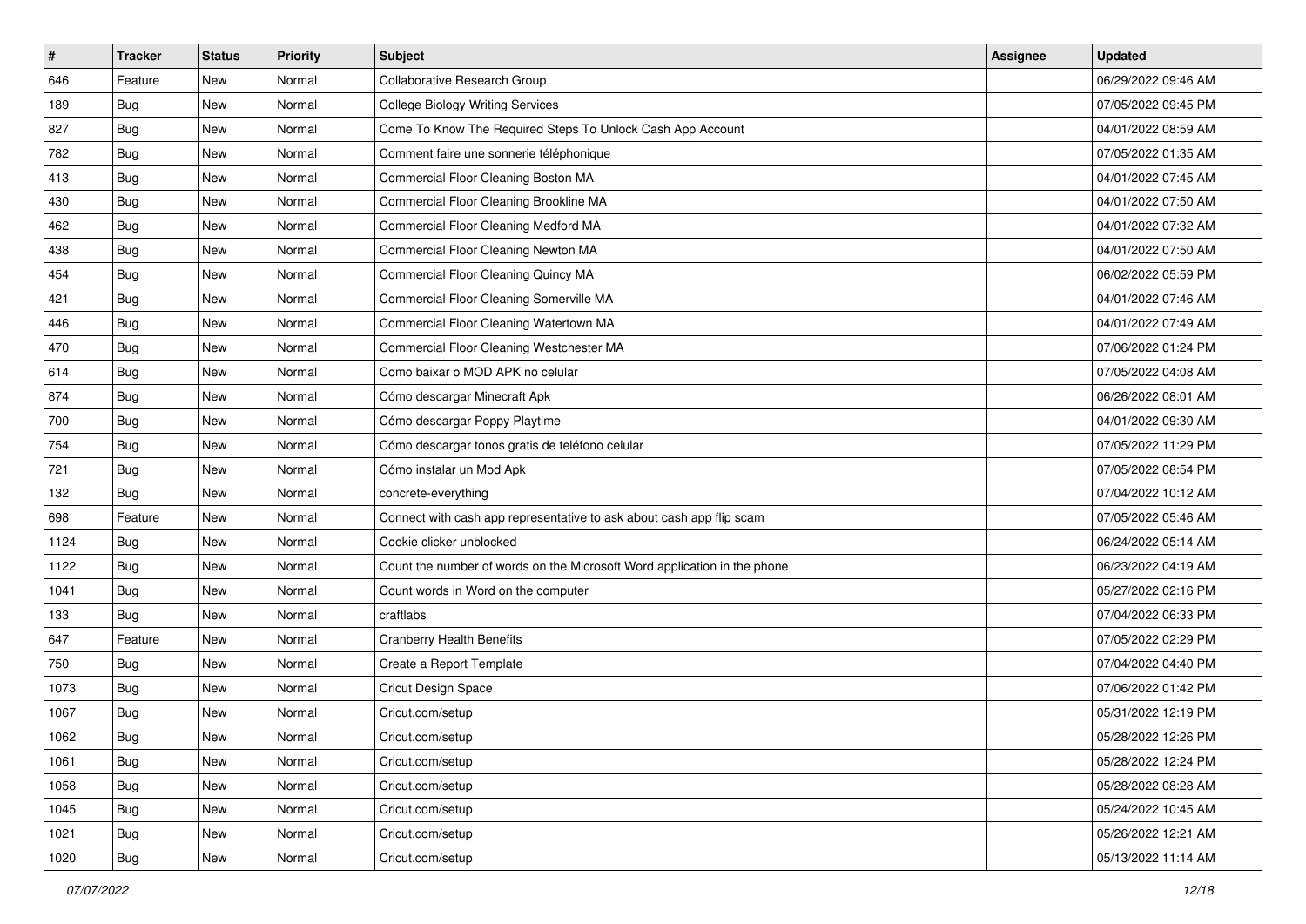| # | Tracker | Status | Priority | Subject | Assignee | Updated |
|---|---|---|---|---|---|---|
| 646 | Feature | New | Normal | Collaborative Research Group | | 06/29/2022 09:46 AM |
| 189 | Bug | New | Normal | College Biology Writing Services | | 07/05/2022 09:45 PM |
| 827 | Bug | New | Normal | Come To Know The Required Steps To Unlock Cash App Account | | 04/01/2022 08:59 AM |
| 782 | Bug | New | Normal | Comment faire une sonnerie téléphonique | | 07/05/2022 01:35 AM |
| 413 | Bug | New | Normal | Commercial Floor Cleaning Boston MA | | 04/01/2022 07:45 AM |
| 430 | Bug | New | Normal | Commercial Floor Cleaning Brookline MA | | 04/01/2022 07:50 AM |
| 462 | Bug | New | Normal | Commercial Floor Cleaning Medford MA | | 04/01/2022 07:32 AM |
| 438 | Bug | New | Normal | Commercial Floor Cleaning Newton MA | | 04/01/2022 07:50 AM |
| 454 | Bug | New | Normal | Commercial Floor Cleaning Quincy MA | | 06/02/2022 05:59 PM |
| 421 | Bug | New | Normal | Commercial Floor Cleaning Somerville MA | | 04/01/2022 07:46 AM |
| 446 | Bug | New | Normal | Commercial Floor Cleaning Watertown MA | | 04/01/2022 07:49 AM |
| 470 | Bug | New | Normal | Commercial Floor Cleaning Westchester MA | | 07/06/2022 01:24 PM |
| 614 | Bug | New | Normal | Como baixar o MOD APK no celular | | 07/05/2022 04:08 AM |
| 874 | Bug | New | Normal | Cómo descargar Minecraft Apk | | 06/26/2022 08:01 AM |
| 700 | Bug | New | Normal | Cómo descargar Poppy Playtime | | 04/01/2022 09:30 AM |
| 754 | Bug | New | Normal | Cómo descargar tonos gratis de teléfono celular | | 07/05/2022 11:29 PM |
| 721 | Bug | New | Normal | Cómo instalar un Mod Apk | | 07/05/2022 08:54 PM |
| 132 | Bug | New | Normal | concrete-everything | | 07/04/2022 10:12 AM |
| 698 | Feature | New | Normal | Connect with cash app representative to ask about cash app flip scam | | 07/05/2022 05:46 AM |
| 1124 | Bug | New | Normal | Cookie clicker unblocked | | 06/24/2022 05:14 AM |
| 1122 | Bug | New | Normal | Count the number of words on the Microsoft Word application in the phone | | 06/23/2022 04:19 AM |
| 1041 | Bug | New | Normal | Count words in Word on the computer | | 05/27/2022 02:16 PM |
| 133 | Bug | New | Normal | craftlabs | | 07/04/2022 06:33 PM |
| 647 | Feature | New | Normal | Cranberry Health Benefits | | 07/05/2022 02:29 PM |
| 750 | Bug | New | Normal | Create a Report Template | | 07/04/2022 04:40 PM |
| 1073 | Bug | New | Normal | Cricut Design Space | | 07/06/2022 01:42 PM |
| 1067 | Bug | New | Normal | Cricut.com/setup | | 05/31/2022 12:19 PM |
| 1062 | Bug | New | Normal | Cricut.com/setup | | 05/28/2022 12:26 PM |
| 1061 | Bug | New | Normal | Cricut.com/setup | | 05/28/2022 12:24 PM |
| 1058 | Bug | New | Normal | Cricut.com/setup | | 05/28/2022 08:28 AM |
| 1045 | Bug | New | Normal | Cricut.com/setup | | 05/24/2022 10:45 AM |
| 1021 | Bug | New | Normal | Cricut.com/setup | | 05/26/2022 12:21 AM |
| 1020 | Bug | New | Normal | Cricut.com/setup | | 05/13/2022 11:14 AM |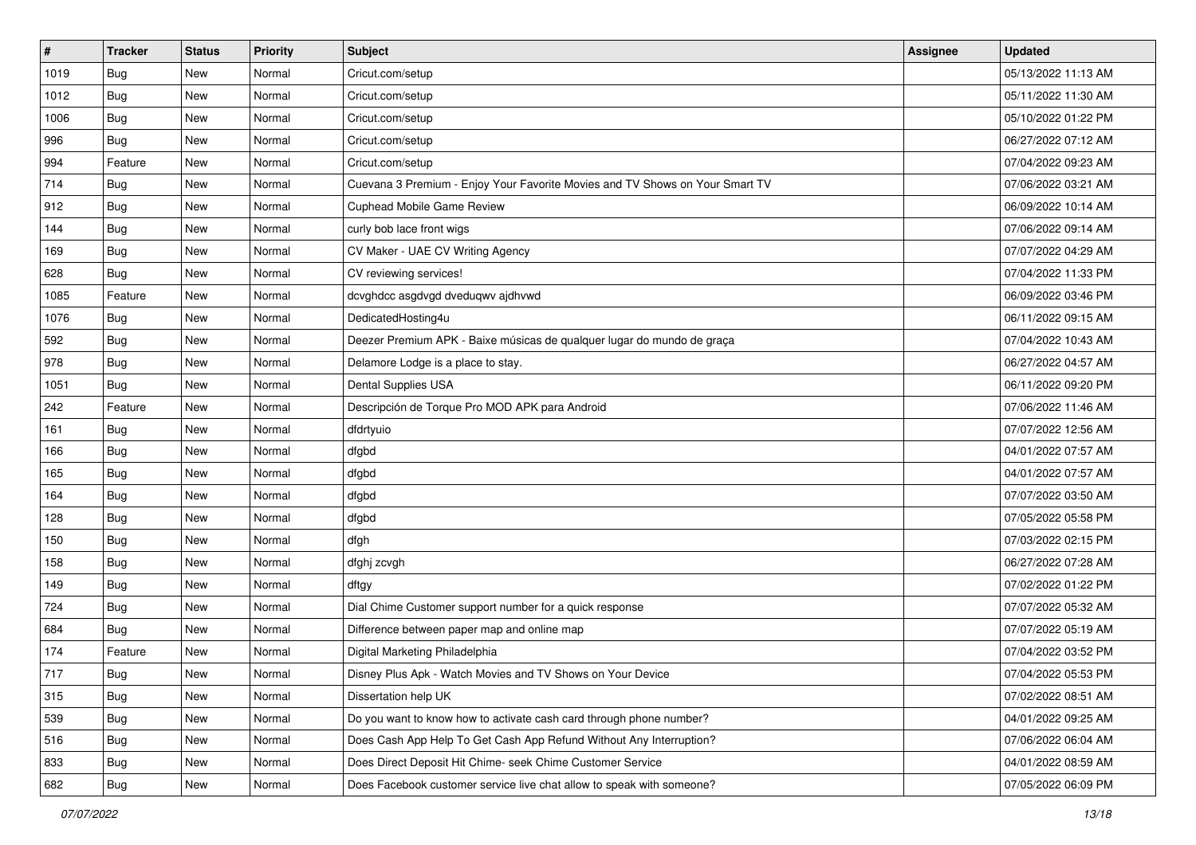| # | Tracker | Status | Priority | Subject | Assignee | Updated |
|---|---|---|---|---|---|---|
| 1019 | Bug | New | Normal | Cricut.com/setup | | 05/13/2022 11:13 AM |
| 1012 | Bug | New | Normal | Cricut.com/setup | | 05/11/2022 11:30 AM |
| 1006 | Bug | New | Normal | Cricut.com/setup | | 05/10/2022 01:22 PM |
| 996 | Bug | New | Normal | Cricut.com/setup | | 06/27/2022 07:12 AM |
| 994 | Feature | New | Normal | Cricut.com/setup | | 07/04/2022 09:23 AM |
| 714 | Bug | New | Normal | Cuevana 3 Premium - Enjoy Your Favorite Movies and TV Shows on Your Smart TV | | 07/06/2022 03:21 AM |
| 912 | Bug | New | Normal | Cuphead Mobile Game Review | | 06/09/2022 10:14 AM |
| 144 | Bug | New | Normal | curly bob lace front wigs | | 07/06/2022 09:14 AM |
| 169 | Bug | New | Normal | CV Maker - UAE CV Writing Agency | | 07/07/2022 04:29 AM |
| 628 | Bug | New | Normal | CV reviewing services! | | 07/04/2022 11:33 PM |
| 1085 | Feature | New | Normal | dcvghdcc asgdvgd dveduqwv ajdhvwd | | 06/09/2022 03:46 PM |
| 1076 | Bug | New | Normal | DedicatedHosting4u | | 06/11/2022 09:15 AM |
| 592 | Bug | New | Normal | Deezer Premium APK - Baixe músicas de qualquer lugar do mundo de graça | | 07/04/2022 10:43 AM |
| 978 | Bug | New | Normal | Delamore Lodge is a place to stay. | | 06/27/2022 04:57 AM |
| 1051 | Bug | New | Normal | Dental Supplies USA | | 06/11/2022 09:20 PM |
| 242 | Feature | New | Normal | Descripción de Torque Pro MOD APK para Android | | 07/06/2022 11:46 AM |
| 161 | Bug | New | Normal | dfdrtyuio | | 07/07/2022 12:56 AM |
| 166 | Bug | New | Normal | dfgbd | | 04/01/2022 07:57 AM |
| 165 | Bug | New | Normal | dfgbd | | 04/01/2022 07:57 AM |
| 164 | Bug | New | Normal | dfgbd | | 07/07/2022 03:50 AM |
| 128 | Bug | New | Normal | dfgbd | | 07/05/2022 05:58 PM |
| 150 | Bug | New | Normal | dfgh | | 07/03/2022 02:15 PM |
| 158 | Bug | New | Normal | dfghj zcvgh | | 06/27/2022 07:28 AM |
| 149 | Bug | New | Normal | dftgy | | 07/02/2022 01:22 PM |
| 724 | Bug | New | Normal | Dial Chime Customer support number for a quick response | | 07/07/2022 05:32 AM |
| 684 | Bug | New | Normal | Difference between paper map and online map | | 07/07/2022 05:19 AM |
| 174 | Feature | New | Normal | Digital Marketing Philadelphia | | 07/04/2022 03:52 PM |
| 717 | Bug | New | Normal | Disney Plus Apk - Watch Movies and TV Shows on Your Device | | 07/04/2022 05:53 PM |
| 315 | Bug | New | Normal | Dissertation help UK | | 07/02/2022 08:51 AM |
| 539 | Bug | New | Normal | Do you want to know how to activate cash card through phone number? | | 04/01/2022 09:25 AM |
| 516 | Bug | New | Normal | Does Cash App Help To Get Cash App Refund Without Any Interruption? | | 07/06/2022 06:04 AM |
| 833 | Bug | New | Normal | Does Direct Deposit Hit Chime- seek Chime Customer Service | | 04/01/2022 08:59 AM |
| 682 | Bug | New | Normal | Does Facebook customer service live chat allow to speak with someone? | | 07/05/2022 06:09 PM |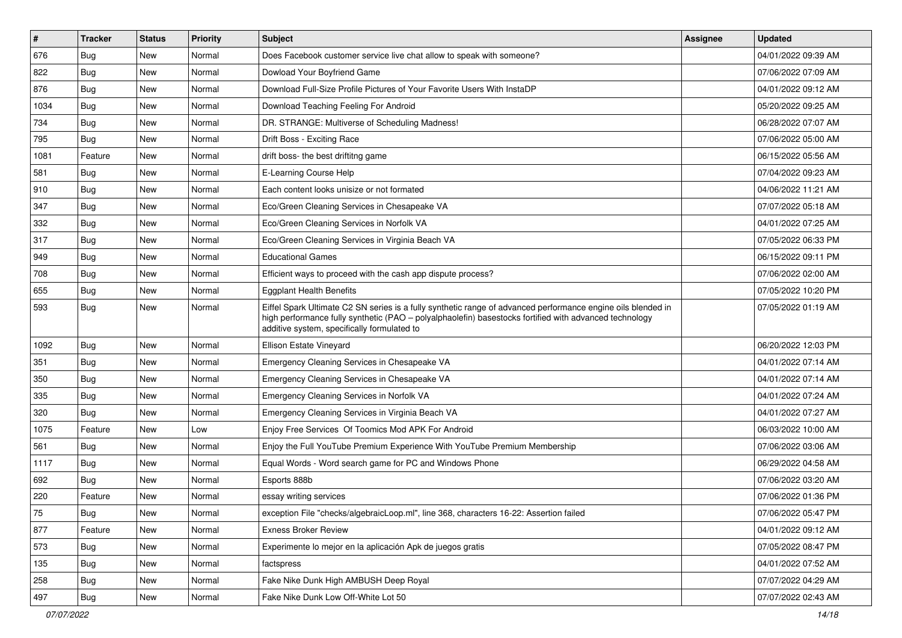| # | Tracker | Status | Priority | Subject | Assignee | Updated |
| --- | --- | --- | --- | --- | --- | --- |
| 676 | Bug | New | Normal | Does Facebook customer service live chat allow to speak with someone? | | 04/01/2022 09:39 AM |
| 822 | Bug | New | Normal | Dowload Your Boyfriend Game | | 07/06/2022 07:09 AM |
| 876 | Bug | New | Normal | Download Full-Size Profile Pictures of Your Favorite Users With InstaDP | | 04/01/2022 09:12 AM |
| 1034 | Bug | New | Normal | Download Teaching Feeling For Android | | 05/20/2022 09:25 AM |
| 734 | Bug | New | Normal | DR. STRANGE: Multiverse of Scheduling Madness! | | 06/28/2022 07:07 AM |
| 795 | Bug | New | Normal | Drift Boss - Exciting Race | | 07/06/2022 05:00 AM |
| 1081 | Feature | New | Normal | drift boss- the best driftitng game | | 06/15/2022 05:56 AM |
| 581 | Bug | New | Normal | E-Learning Course Help | | 07/04/2022 09:23 AM |
| 910 | Bug | New | Normal | Each content looks unisize or not formated | | 04/06/2022 11:21 AM |
| 347 | Bug | New | Normal | Eco/Green Cleaning Services in Chesapeake VA | | 07/07/2022 05:18 AM |
| 332 | Bug | New | Normal | Eco/Green Cleaning Services in Norfolk VA | | 04/01/2022 07:25 AM |
| 317 | Bug | New | Normal | Eco/Green Cleaning Services in Virginia Beach VA | | 07/05/2022 06:33 PM |
| 949 | Bug | New | Normal | Educational Games | | 06/15/2022 09:11 PM |
| 708 | Bug | New | Normal | Efficient ways to proceed with the cash app dispute process? | | 07/06/2022 02:00 AM |
| 655 | Bug | New | Normal | Eggplant Health Benefits | | 07/05/2022 10:20 PM |
| 593 | Bug | New | Normal | Eiffel Spark Ultimate C2 SN series is a fully synthetic range of advanced performance engine oils blended in high performance fully synthetic (PAO – polyalphaolefin) basestocks fortified with advanced technology additive system, specifically formulated to | | 07/05/2022 01:19 AM |
| 1092 | Bug | New | Normal | Ellison Estate Vineyard | | 06/20/2022 12:03 PM |
| 351 | Bug | New | Normal | Emergency Cleaning Services in Chesapeake VA | | 04/01/2022 07:14 AM |
| 350 | Bug | New | Normal | Emergency Cleaning Services in Chesapeake VA | | 04/01/2022 07:14 AM |
| 335 | Bug | New | Normal | Emergency Cleaning Services in Norfolk VA | | 04/01/2022 07:24 AM |
| 320 | Bug | New | Normal | Emergency Cleaning Services in Virginia Beach VA | | 04/01/2022 07:27 AM |
| 1075 | Feature | New | Low | Enjoy Free Services Of Toomics Mod APK For Android | | 06/03/2022 10:00 AM |
| 561 | Bug | New | Normal | Enjoy the Full YouTube Premium Experience With YouTube Premium Membership | | 07/06/2022 03:06 AM |
| 1117 | Bug | New | Normal | Equal Words - Word search game for PC and Windows Phone | | 06/29/2022 04:58 AM |
| 692 | Bug | New | Normal | Esports 888b | | 07/06/2022 03:20 AM |
| 220 | Feature | New | Normal | essay writing services | | 07/06/2022 01:36 PM |
| 75 | Bug | New | Normal | exception File "checks/algebraicLoop.ml", line 368, characters 16-22: Assertion failed | | 07/06/2022 05:47 PM |
| 877 | Feature | New | Normal | Exness Broker Review | | 04/01/2022 09:12 AM |
| 573 | Bug | New | Normal | Experimente lo mejor en la aplicación Apk de juegos gratis | | 07/05/2022 08:47 PM |
| 135 | Bug | New | Normal | factspress | | 04/01/2022 07:52 AM |
| 258 | Bug | New | Normal | Fake Nike Dunk High AMBUSH Deep Royal | | 07/07/2022 04:29 AM |
| 497 | Bug | New | Normal | Fake Nike Dunk Low Off-White Lot 50 | | 07/07/2022 02:43 AM |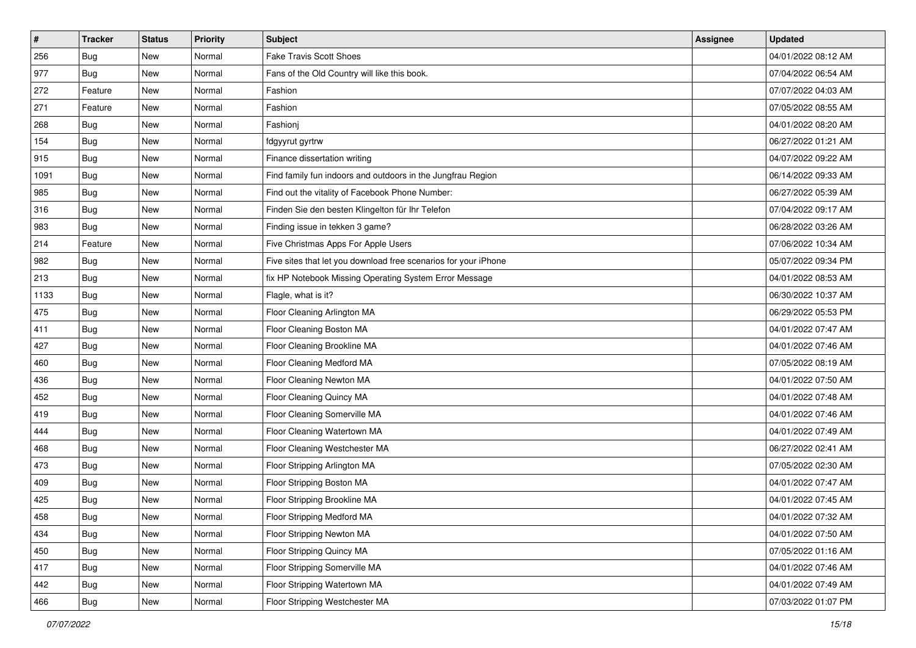| # | Tracker | Status | Priority | Subject | Assignee | Updated |
|---|---|---|---|---|---|---|
| 256 | Bug | New | Normal | Fake Travis Scott Shoes | | 04/01/2022 08:12 AM |
| 977 | Bug | New | Normal | Fans of the Old Country will like this book. | | 07/04/2022 06:54 AM |
| 272 | Feature | New | Normal | Fashion | | 07/07/2022 04:03 AM |
| 271 | Feature | New | Normal | Fashion | | 07/05/2022 08:55 AM |
| 268 | Bug | New | Normal | Fashionj | | 04/01/2022 08:20 AM |
| 154 | Bug | New | Normal | fdgyyrut gyrtrw | | 06/27/2022 01:21 AM |
| 915 | Bug | New | Normal | Finance dissertation writing | | 04/07/2022 09:22 AM |
| 1091 | Bug | New | Normal | Find family fun indoors and outdoors in the Jungfrau Region | | 06/14/2022 09:33 AM |
| 985 | Bug | New | Normal | Find out the vitality of Facebook Phone Number: | | 06/27/2022 05:39 AM |
| 316 | Bug | New | Normal | Finden Sie den besten Klingelton für Ihr Telefon | | 07/04/2022 09:17 AM |
| 983 | Bug | New | Normal | Finding issue in tekken 3 game? | | 06/28/2022 03:26 AM |
| 214 | Feature | New | Normal | Five Christmas Apps For Apple Users | | 07/06/2022 10:34 AM |
| 982 | Bug | New | Normal | Five sites that let you download free scenarios for your iPhone | | 05/07/2022 09:34 PM |
| 213 | Bug | New | Normal | fix HP Notebook Missing Operating System Error Message | | 04/01/2022 08:53 AM |
| 1133 | Bug | New | Normal | Flagle, what is it? | | 06/30/2022 10:37 AM |
| 475 | Bug | New | Normal | Floor Cleaning Arlington MA | | 06/29/2022 05:53 PM |
| 411 | Bug | New | Normal | Floor Cleaning Boston MA | | 04/01/2022 07:47 AM |
| 427 | Bug | New | Normal | Floor Cleaning Brookline MA | | 04/01/2022 07:46 AM |
| 460 | Bug | New | Normal | Floor Cleaning Medford MA | | 07/05/2022 08:19 AM |
| 436 | Bug | New | Normal | Floor Cleaning Newton MA | | 04/01/2022 07:50 AM |
| 452 | Bug | New | Normal | Floor Cleaning Quincy MA | | 04/01/2022 07:48 AM |
| 419 | Bug | New | Normal | Floor Cleaning Somerville MA | | 04/01/2022 07:46 AM |
| 444 | Bug | New | Normal | Floor Cleaning Watertown MA | | 04/01/2022 07:49 AM |
| 468 | Bug | New | Normal | Floor Cleaning Westchester MA | | 06/27/2022 02:41 AM |
| 473 | Bug | New | Normal | Floor Stripping Arlington MA | | 07/05/2022 02:30 AM |
| 409 | Bug | New | Normal | Floor Stripping Boston MA | | 04/01/2022 07:47 AM |
| 425 | Bug | New | Normal | Floor Stripping Brookline MA | | 04/01/2022 07:45 AM |
| 458 | Bug | New | Normal | Floor Stripping Medford MA | | 04/01/2022 07:32 AM |
| 434 | Bug | New | Normal | Floor Stripping Newton MA | | 04/01/2022 07:50 AM |
| 450 | Bug | New | Normal | Floor Stripping Quincy MA | | 07/05/2022 01:16 AM |
| 417 | Bug | New | Normal | Floor Stripping Somerville MA | | 04/01/2022 07:46 AM |
| 442 | Bug | New | Normal | Floor Stripping Watertown MA | | 04/01/2022 07:49 AM |
| 466 | Bug | New | Normal | Floor Stripping Westchester MA | | 07/03/2022 01:07 PM |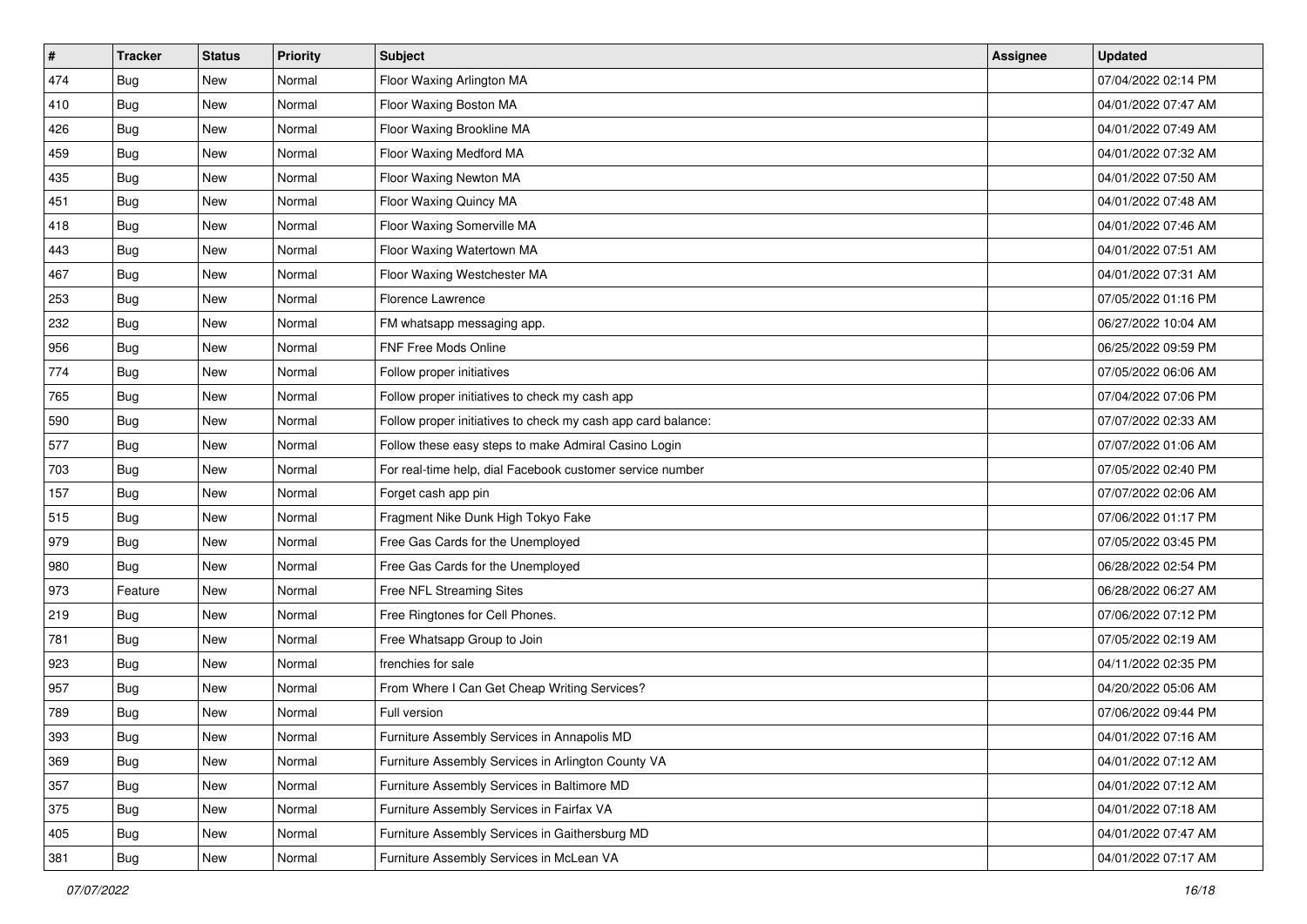| # | Tracker | Status | Priority | Subject | Assignee | Updated |
|---|---|---|---|---|---|---|
| 474 | Bug | New | Normal | Floor Waxing Arlington MA | | 07/04/2022 02:14 PM |
| 410 | Bug | New | Normal | Floor Waxing Boston MA | | 04/01/2022 07:47 AM |
| 426 | Bug | New | Normal | Floor Waxing Brookline MA | | 04/01/2022 07:49 AM |
| 459 | Bug | New | Normal | Floor Waxing Medford MA | | 04/01/2022 07:32 AM |
| 435 | Bug | New | Normal | Floor Waxing Newton MA | | 04/01/2022 07:50 AM |
| 451 | Bug | New | Normal | Floor Waxing Quincy MA | | 04/01/2022 07:48 AM |
| 418 | Bug | New | Normal | Floor Waxing Somerville MA | | 04/01/2022 07:46 AM |
| 443 | Bug | New | Normal | Floor Waxing Watertown MA | | 04/01/2022 07:51 AM |
| 467 | Bug | New | Normal | Floor Waxing Westchester MA | | 04/01/2022 07:31 AM |
| 253 | Bug | New | Normal | Florence Lawrence | | 07/05/2022 01:16 PM |
| 232 | Bug | New | Normal | FM whatsapp messaging app. | | 06/27/2022 10:04 AM |
| 956 | Bug | New | Normal | FNF Free Mods Online | | 06/25/2022 09:59 PM |
| 774 | Bug | New | Normal | Follow proper initiatives | | 07/05/2022 06:06 AM |
| 765 | Bug | New | Normal | Follow proper initiatives to check my cash app | | 07/04/2022 07:06 PM |
| 590 | Bug | New | Normal | Follow proper initiatives to check my cash app card balance: | | 07/07/2022 02:33 AM |
| 577 | Bug | New | Normal | Follow these easy steps to make Admiral Casino Login | | 07/07/2022 01:06 AM |
| 703 | Bug | New | Normal | For real-time help, dial Facebook customer service number | | 07/05/2022 02:40 PM |
| 157 | Bug | New | Normal | Forget cash app pin | | 07/07/2022 02:06 AM |
| 515 | Bug | New | Normal | Fragment Nike Dunk High Tokyo Fake | | 07/06/2022 01:17 PM |
| 979 | Bug | New | Normal | Free Gas Cards for the Unemployed | | 07/05/2022 03:45 PM |
| 980 | Bug | New | Normal | Free Gas Cards for the Unemployed | | 06/28/2022 02:54 PM |
| 973 | Feature | New | Normal | Free NFL Streaming Sites | | 06/28/2022 06:27 AM |
| 219 | Bug | New | Normal | Free Ringtones for Cell Phones. | | 07/06/2022 07:12 PM |
| 781 | Bug | New | Normal | Free Whatsapp Group to Join | | 07/05/2022 02:19 AM |
| 923 | Bug | New | Normal | frenchies for sale | | 04/11/2022 02:35 PM |
| 957 | Bug | New | Normal | From Where I Can Get Cheap Writing Services? | | 04/20/2022 05:06 AM |
| 789 | Bug | New | Normal | Full version | | 07/06/2022 09:44 PM |
| 393 | Bug | New | Normal | Furniture Assembly Services in Annapolis MD | | 04/01/2022 07:16 AM |
| 369 | Bug | New | Normal | Furniture Assembly Services in Arlington County VA | | 04/01/2022 07:12 AM |
| 357 | Bug | New | Normal | Furniture Assembly Services in Baltimore MD | | 04/01/2022 07:12 AM |
| 375 | Bug | New | Normal | Furniture Assembly Services in Fairfax VA | | 04/01/2022 07:18 AM |
| 405 | Bug | New | Normal | Furniture Assembly Services in Gaithersburg MD | | 04/01/2022 07:47 AM |
| 381 | Bug | New | Normal | Furniture Assembly Services in McLean VA | | 04/01/2022 07:17 AM |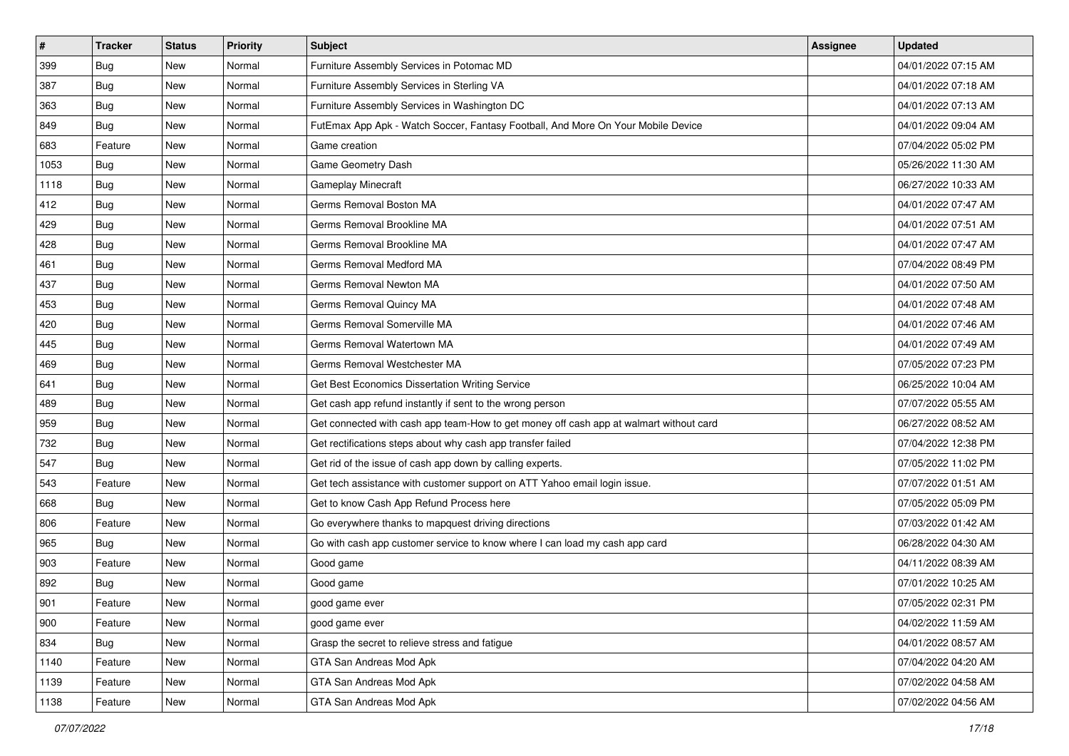| # | Tracker | Status | Priority | Subject | Assignee | Updated |
|---|---|---|---|---|---|---|
| 399 | Bug | New | Normal | Furniture Assembly Services in Potomac MD | | 04/01/2022 07:15 AM |
| 387 | Bug | New | Normal | Furniture Assembly Services in Sterling VA | | 04/01/2022 07:18 AM |
| 363 | Bug | New | Normal | Furniture Assembly Services in Washington DC | | 04/01/2022 07:13 AM |
| 849 | Bug | New | Normal | FutEmax App Apk - Watch Soccer, Fantasy Football, And More On Your Mobile Device | | 04/01/2022 09:04 AM |
| 683 | Feature | New | Normal | Game creation | | 07/04/2022 05:02 PM |
| 1053 | Bug | New | Normal | Game Geometry Dash | | 05/26/2022 11:30 AM |
| 1118 | Bug | New | Normal | Gameplay Minecraft | | 06/27/2022 10:33 AM |
| 412 | Bug | New | Normal | Germs Removal Boston MA | | 04/01/2022 07:47 AM |
| 429 | Bug | New | Normal | Germs Removal Brookline MA | | 04/01/2022 07:51 AM |
| 428 | Bug | New | Normal | Germs Removal Brookline MA | | 04/01/2022 07:47 AM |
| 461 | Bug | New | Normal | Germs Removal Medford MA | | 07/04/2022 08:49 PM |
| 437 | Bug | New | Normal | Germs Removal Newton MA | | 04/01/2022 07:50 AM |
| 453 | Bug | New | Normal | Germs Removal Quincy MA | | 04/01/2022 07:48 AM |
| 420 | Bug | New | Normal | Germs Removal Somerville MA | | 04/01/2022 07:46 AM |
| 445 | Bug | New | Normal | Germs Removal Watertown MA | | 04/01/2022 07:49 AM |
| 469 | Bug | New | Normal | Germs Removal Westchester MA | | 07/05/2022 07:23 PM |
| 641 | Bug | New | Normal | Get Best Economics Dissertation Writing Service | | 06/25/2022 10:04 AM |
| 489 | Bug | New | Normal | Get cash app refund instantly if sent to the wrong person | | 07/07/2022 05:55 AM |
| 959 | Bug | New | Normal | Get connected with cash app team-How to get money off cash app at walmart without card | | 06/27/2022 08:52 AM |
| 732 | Bug | New | Normal | Get rectifications steps about why cash app transfer failed | | 07/04/2022 12:38 PM |
| 547 | Bug | New | Normal | Get rid of the issue of cash app down by calling experts. | | 07/05/2022 11:02 PM |
| 543 | Feature | New | Normal | Get tech assistance with customer support on ATT Yahoo email login issue. | | 07/07/2022 01:51 AM |
| 668 | Bug | New | Normal | Get to know Cash App Refund Process here | | 07/05/2022 05:09 PM |
| 806 | Feature | New | Normal | Go everywhere thanks to mapquest driving directions | | 07/03/2022 01:42 AM |
| 965 | Bug | New | Normal | Go with cash app customer service to know where I can load my cash app card | | 06/28/2022 04:30 AM |
| 903 | Feature | New | Normal | Good game | | 04/11/2022 08:39 AM |
| 892 | Bug | New | Normal | Good game | | 07/01/2022 10:25 AM |
| 901 | Feature | New | Normal | good game ever | | 07/05/2022 02:31 PM |
| 900 | Feature | New | Normal | good game ever | | 04/02/2022 11:59 AM |
| 834 | Bug | New | Normal | Grasp the secret to relieve stress and fatigue | | 04/01/2022 08:57 AM |
| 1140 | Feature | New | Normal | GTA San Andreas Mod Apk | | 07/04/2022 04:20 AM |
| 1139 | Feature | New | Normal | GTA San Andreas Mod Apk | | 07/02/2022 04:58 AM |
| 1138 | Feature | New | Normal | GTA San Andreas Mod Apk | | 07/02/2022 04:56 AM |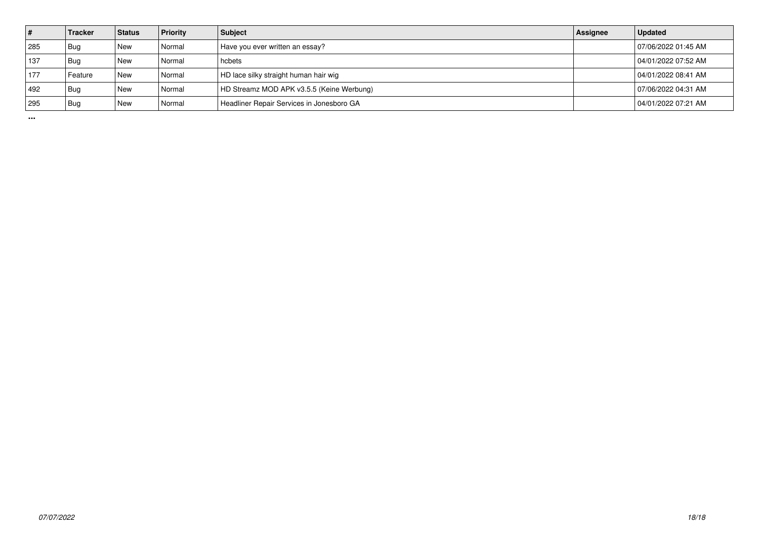| # | Tracker | Status | Priority | Subject | Assignee | Updated |
|---|---|---|---|---|---|---|
| 285 | Bug | New | Normal | Have you ever written an essay? | | 07/06/2022 01:45 AM |
| 137 | Bug | New | Normal | hcbets | | 04/01/2022 07:52 AM |
| 177 | Feature | New | Normal | HD lace silky straight human hair wig | | 04/01/2022 08:41 AM |
| 492 | Bug | New | Normal | HD Streamz MOD APK v3.5.5 (Keine Werbung) | | 07/06/2022 04:31 AM |
| 295 | Bug | New | Normal | Headliner Repair Services in Jonesboro GA | | 04/01/2022 07:21 AM |

...